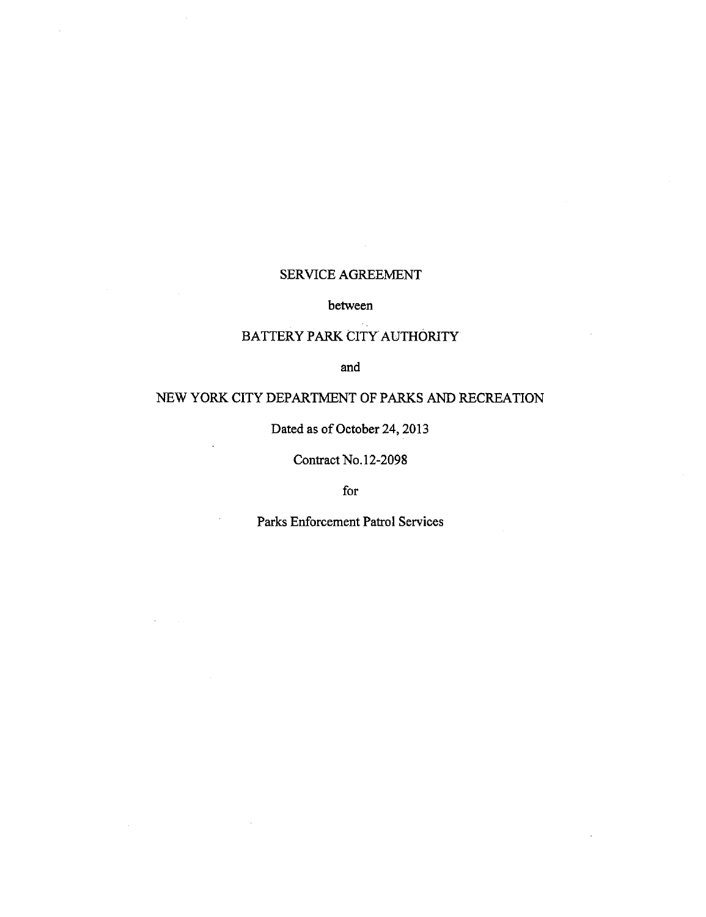# SERVICE AGREEMENT

between

BATTERY PARK CITY AUTHORITY

and

NEW YORK CITY DEPARTMENT OF PARKS AND RECREATION

Dated as of October 24, 2013

Contract No.12-2098

for

Parks Enforcement Patrol Services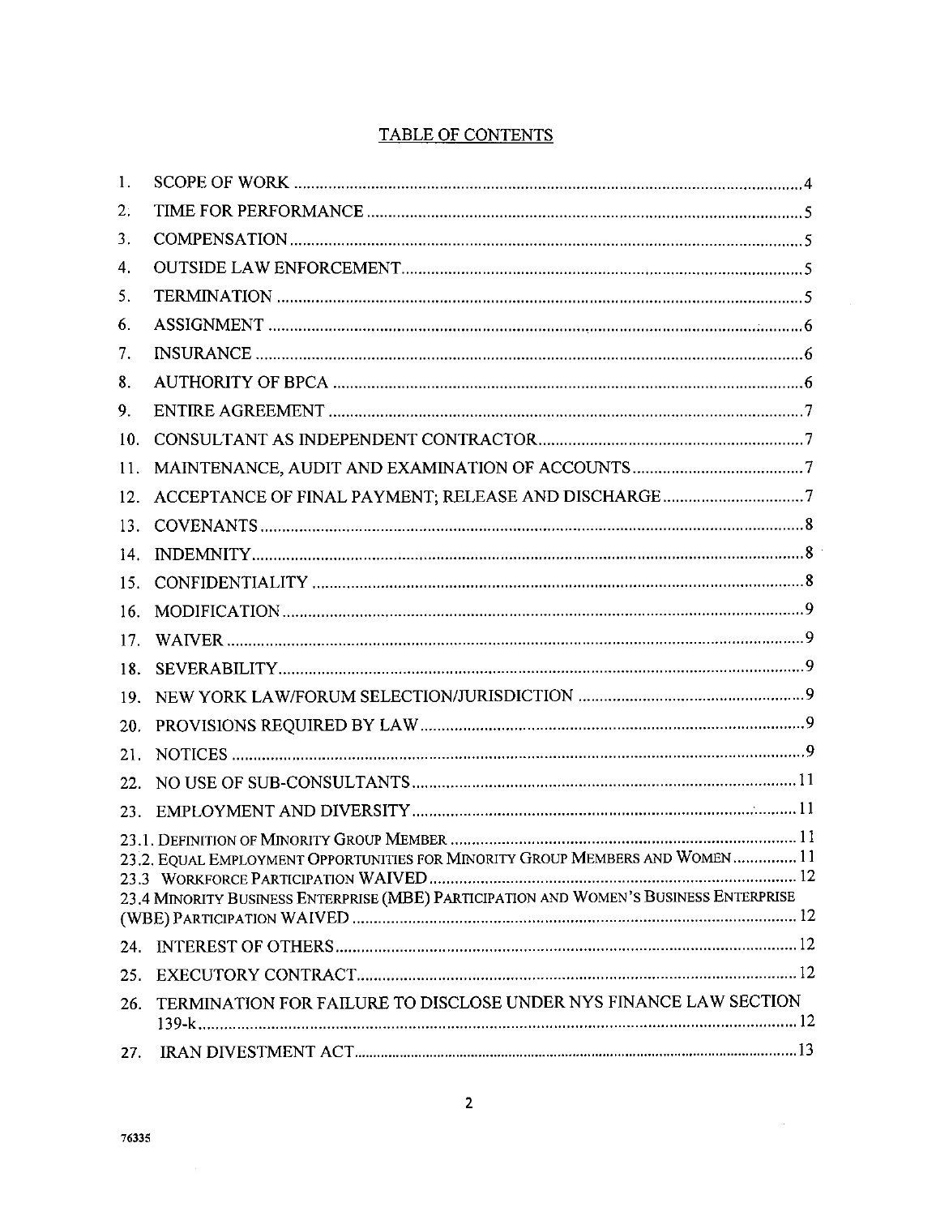## TABLE OF CONTENTS

| | | |
|---|---|---|
| 1. | SCOPE OF WORK | 4 |
| 2. | TIME FOR PERFORMANCE | 5 |
| 3. | COMPENSATION | 5 |
| 4. | OUTSIDE LAW ENFORCEMENT | 5 |
| 5. | TERMINATION | 5 |
| 6. | ASSIGNMENT | 6 |
| 7. | INSURANCE | 6 |
| 8. | AUTHORITY OF BPCA | 6 |
| 9. | ENTIRE AGREEMENT | 7 |
| 10. | CONSULTANT AS INDEPENDENT CONTRACTOR | 7 |
| 11. | MAINTENANCE, AUDIT AND EXAMINATION OF ACCOUNTS | 7 |
| 12. | ACCEPTANCE OF FINAL PAYMENT; RELEASE AND DISCHARGE | 7 |
| 13. | COVENANTS | 8 |
| 14. | INDEMNITY | 8 |
| 15. | CONFIDENTIALITY | 8 |
| 16. | MODIFICATION | 9 |
| 17. | WAIVER | 9 |
| 18. | SEVERABILITY | 9 |
| 19. | NEW YORK LAW/FORUM SELECTION/JURISDICTION | 9 |
| 20. | PROVISIONS REQUIRED BY LAW | 9 |
| 21. | NOTICES | 9 |
| 22. | NO USE OF SUB-CONSULTANTS | 11 |
| 23. | EMPLOYMENT AND DIVERSITY | 11 |
| 23.1. | DEFINITION OF MINORITY GROUP MEMBER | 11 |
| 23.2. | EQUAL EMPLOYMENT OPPORTUNITIES FOR MINORITY GROUP MEMBERS AND WOMEN | 11 |
| 23.3 | WORKFORCE PARTICIPATION WAIVED | 12 |
| 23.4 | MINORITY BUSINESS ENTERPRISE (MBE) PARTICIPATION AND WOMEN'S BUSINESS ENTERPRISE (WBE) PARTICIPATION WAIVED | 12 |
| 24. | INTEREST OF OTHERS | 12 |
| 25. | EXECUTORY CONTRACT | 12 |
| 26. | TERMINATION FOR FAILURE TO DISCLOSE UNDER NYS FINANCE LAW SECTION 139-k | 12 |
| 27. | IRAN DIVESTMENT ACT | 13 |

76335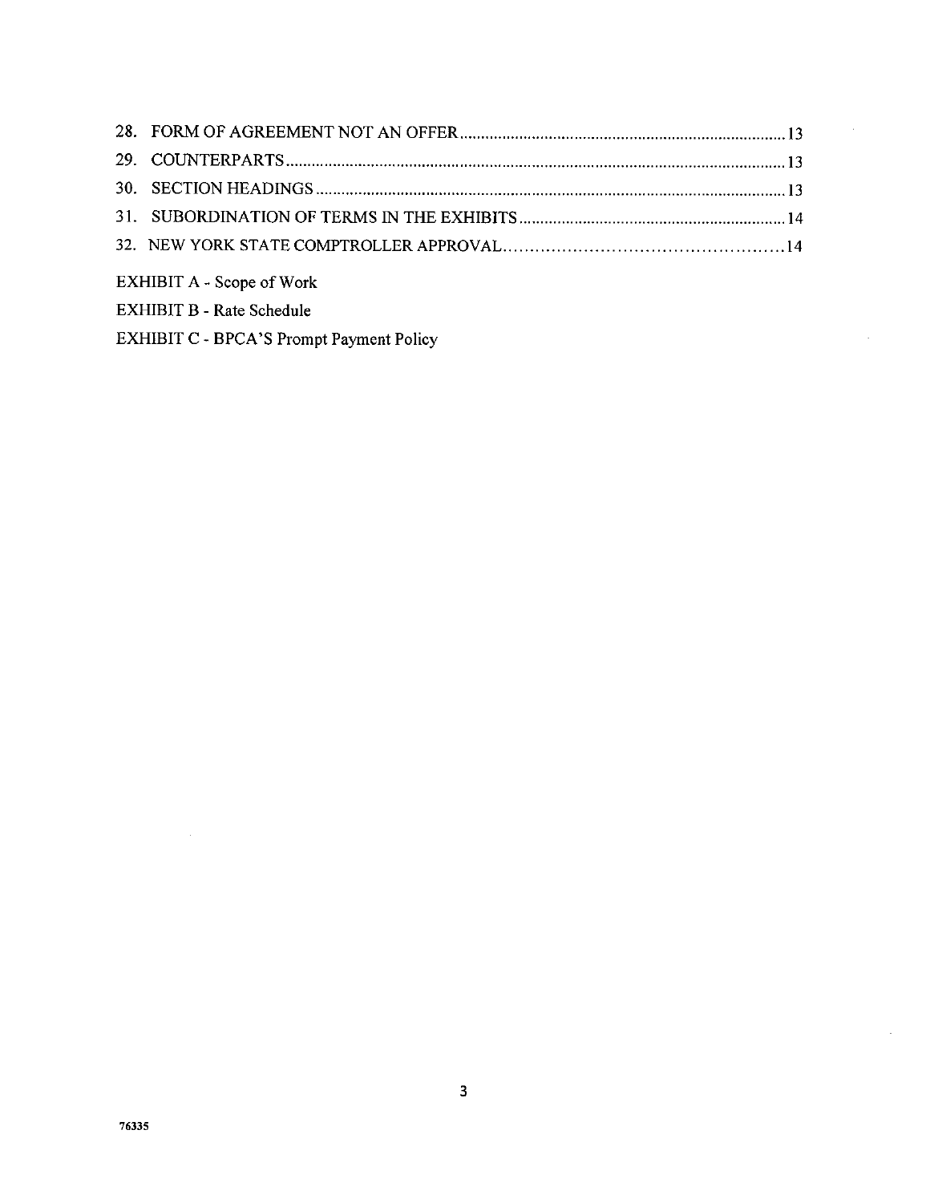28. FORM OF AGREEMENT NOT AN OFFER ........................................................................................ 13
29. COUNTERPARTS ........................................................................................................................ 13
30. SECTION HEADINGS ................................................................................................................ 13
31. SUBORDINATION OF TERMS IN THE EXHIBITS ................................................................. 14
32. NEW YORK STATE COMPTROLLER APPROVAL ................................................................. 14

EXHIBIT A - Scope of Work

EXHIBIT B - Rate Schedule

EXHIBIT C - BPCA'S Prompt Payment Policy

76335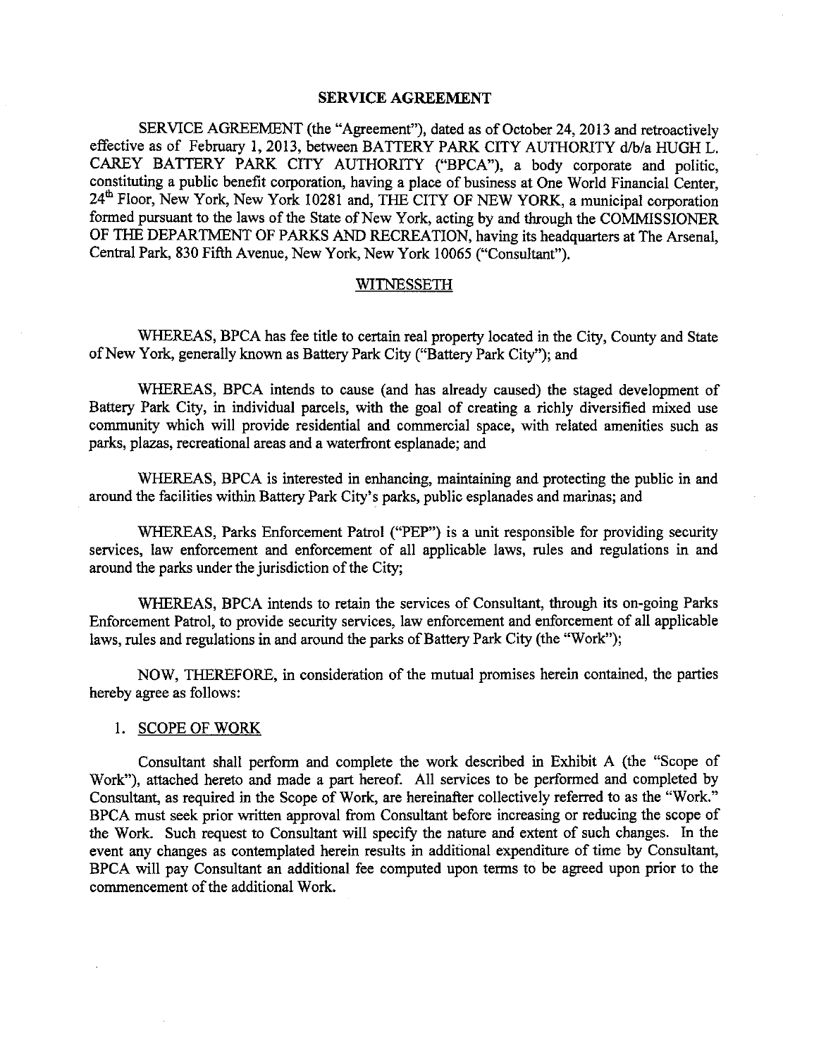# SERVICE AGREEMENT

SERVICE AGREEMENT (the "Agreement"), dated as of October 24, 2013 and retroactively effective as of February 1, 2013, between BATTERY PARK CITY AUTHORITY d/b/a HUGH L. CAREY BATTERY PARK CITY AUTHORITY ("BPCA"), a body corporate and politic, constituting a public benefit corporation, having a place of business at One World Financial Center, 24th Floor, New York, New York 10281 and, THE CITY OF NEW YORK, a municipal corporation formed pursuant to the laws of the State of New York, acting by and through the COMMISSIONER OF THE DEPARTMENT OF PARKS AND RECREATION, having its headquarters at The Arsenal, Central Park, 830 Fifth Avenue, New York, New York 10065 ("Consultant").

## WITNESSETH

WHEREAS, BPCA has fee title to certain real property located in the City, County and State of New York, generally known as Battery Park City ("Battery Park City"); and

WHEREAS, BPCA intends to cause (and has already caused) the staged development of Battery Park City, in individual parcels, with the goal of creating a richly diversified mixed use community which will provide residential and commercial space, with related amenities such as parks, plazas, recreational areas and a waterfront esplanade; and

WHEREAS, BPCA is interested in enhancing, maintaining and protecting the public in and around the facilities within Battery Park City's parks, public esplanades and marinas; and

WHEREAS, Parks Enforcement Patrol ("PEP") is a unit responsible for providing security services, law enforcement and enforcement of all applicable laws, rules and regulations in and around the parks under the jurisdiction of the City;

WHEREAS, BPCA intends to retain the services of Consultant, through its on-going Parks Enforcement Patrol, to provide security services, law enforcement and enforcement of all applicable laws, rules and regulations in and around the parks of Battery Park City (the "Work");

NOW, THEREFORE, in consideration of the mutual promises herein contained, the parties hereby agree as follows:

1. SCOPE OF WORK

Consultant shall perform and complete the work described in Exhibit A (the "Scope of Work"), attached hereto and made a part hereof. All services to be performed and completed by Consultant, as required in the Scope of Work, are hereinafter collectively referred to as the "Work." BPCA must seek prior written approval from Consultant before increasing or reducing the scope of the Work. Such request to Consultant will specify the nature and extent of such changes. In the event any changes as contemplated herein results in additional expenditure of time by Consultant, BPCA will pay Consultant an additional fee computed upon terms to be agreed upon prior to the commencement of the additional Work.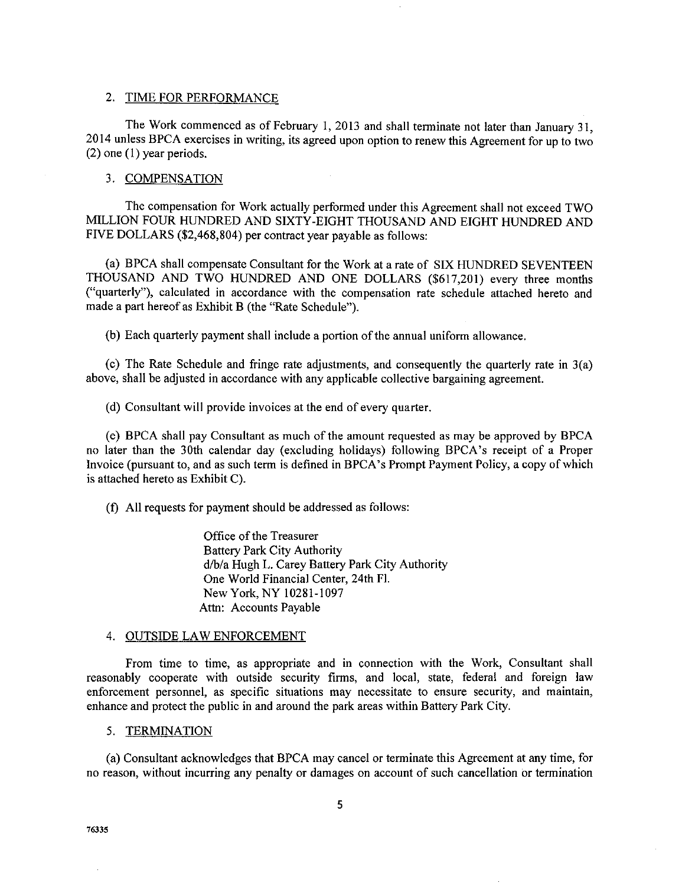2. TIME FOR PERFORMANCE

The Work commenced as of February 1, 2013 and shall terminate not later than January 31, 2014 unless BPCA exercises in writing, its agreed upon option to renew this Agreement for up to two (2) one (1) year periods.

3. COMPENSATION

The compensation for Work actually performed under this Agreement shall not exceed TWO MILLION FOUR HUNDRED AND SIXTY-EIGHT THOUSAND AND EIGHT HUNDRED AND FIVE DOLLARS ($2,468,804) per contract year payable as follows:

(a) BPCA shall compensate Consultant for the Work at a rate of SIX HUNDRED SEVENTEEN THOUSAND AND TWO HUNDRED AND ONE DOLLARS ($617,201) every three months ("quarterly"), calculated in accordance with the compensation rate schedule attached hereto and made a part hereof as Exhibit B (the "Rate Schedule").

(b) Each quarterly payment shall include a portion of the annual uniform allowance.

(c) The Rate Schedule and fringe rate adjustments, and consequently the quarterly rate in 3(a) above, shall be adjusted in accordance with any applicable collective bargaining agreement.

(d) Consultant will provide invoices at the end of every quarter.

(e) BPCA shall pay Consultant as much of the amount requested as may be approved by BPCA no later than the 30th calendar day (excluding holidays) following BPCA's receipt of a Proper Invoice (pursuant to, and as such term is defined in BPCA's Prompt Payment Policy, a copy of which is attached hereto as Exhibit C).

(f) All requests for payment should be addressed as follows:

> Office of the Treasurer
> Battery Park City Authority
> d/b/a Hugh L. Carey Battery Park City Authority
> One World Financial Center, 24th Fl.
> New York, NY 10281-1097
> Attn: Accounts Payable

4. OUTSIDE LAW ENFORCEMENT

From time to time, as appropriate and in connection with the Work, Consultant shall reasonably cooperate with outside security firms, and local, state, federal and foreign law enforcement personnel, as specific situations may necessitate to ensure security, and maintain, enhance and protect the public in and around the park areas within Battery Park City.

5. TERMINATION

(a) Consultant acknowledges that BPCA may cancel or terminate this Agreement at any time, for no reason, without incurring any penalty or damages on account of such cancellation or termination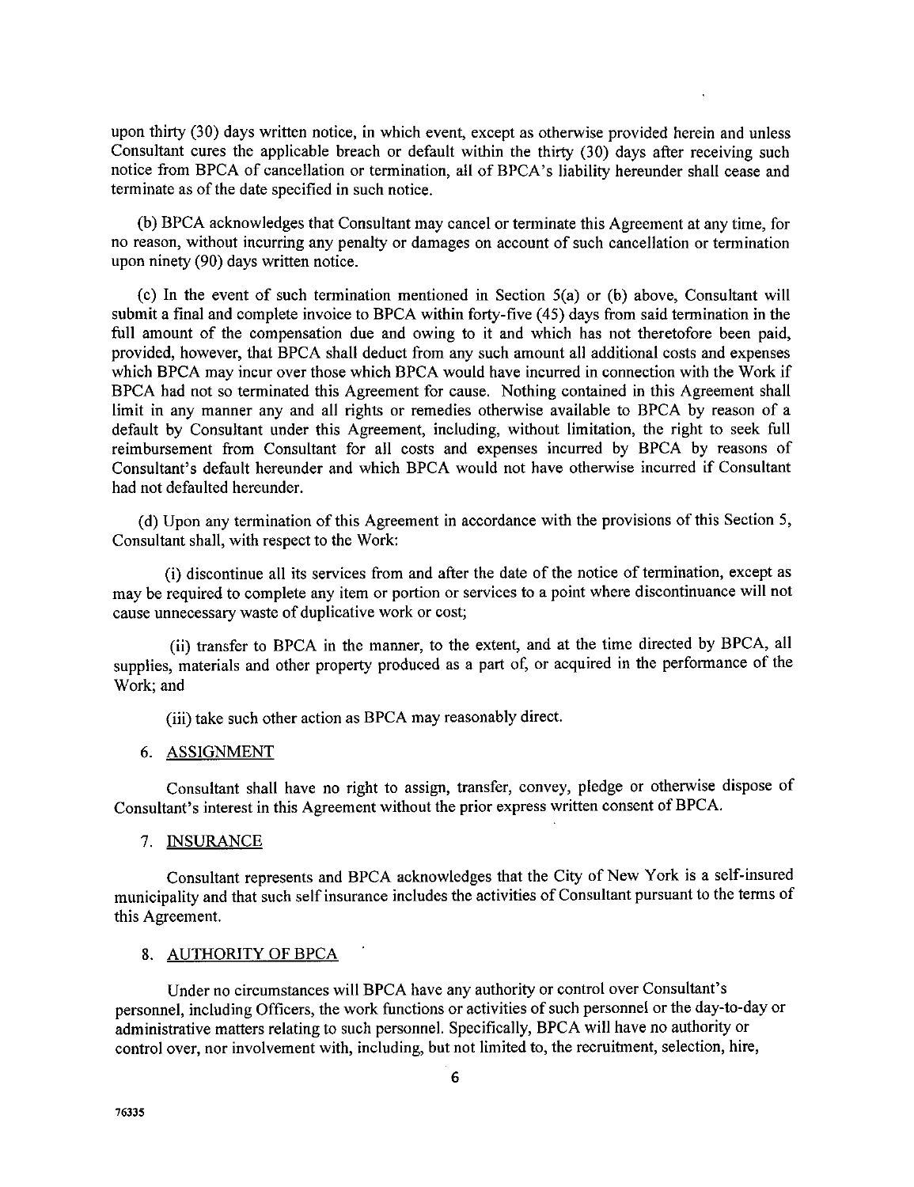upon thirty (30) days written notice, in which event, except as otherwise provided herein and unless Consultant cures the applicable breach or default within the thirty (30) days after receiving such notice from BPCA of cancellation or termination, all of BPCA's liability hereunder shall cease and terminate as of the date specified in such notice.

(b) BPCA acknowledges that Consultant may cancel or terminate this Agreement at any time, for no reason, without incurring any penalty or damages on account of such cancellation or termination upon ninety (90) days written notice.

(c) In the event of such termination mentioned in Section 5(a) or (b) above, Consultant will submit a final and complete invoice to BPCA within forty-five (45) days from said termination in the full amount of the compensation due and owing to it and which has not theretofore been paid, provided, however, that BPCA shall deduct from any such amount all additional costs and expenses which BPCA may incur over those which BPCA would have incurred in connection with the Work if BPCA had not so terminated this Agreement for cause. Nothing contained in this Agreement shall limit in any manner any and all rights or remedies otherwise available to BPCA by reason of a default by Consultant under this Agreement, including, without limitation, the right to seek full reimbursement from Consultant for all costs and expenses incurred by BPCA by reasons of Consultant's default hereunder and which BPCA would not have otherwise incurred if Consultant had not defaulted hereunder.

(d) Upon any termination of this Agreement in accordance with the provisions of this Section 5, Consultant shall, with respect to the Work:

(i) discontinue all its services from and after the date of the notice of termination, except as may be required to complete any item or portion or services to a point where discontinuance will not cause unnecessary waste of duplicative work or cost;

(ii) transfer to BPCA in the manner, to the extent, and at the time directed by BPCA, all supplies, materials and other property produced as a part of, or acquired in the performance of the Work; and

(iii) take such other action as BPCA may reasonably direct.

6. ASSIGNMENT

Consultant shall have no right to assign, transfer, convey, pledge or otherwise dispose of Consultant's interest in this Agreement without the prior express written consent of BPCA.

7. INSURANCE

Consultant represents and BPCA acknowledges that the City of New York is a self-insured municipality and that such self insurance includes the activities of Consultant pursuant to the terms of this Agreement.

8. AUTHORITY OF BPCA

Under no circumstances will BPCA have any authority or control over Consultant's personnel, including Officers, the work functions or activities of such personnel or the day-to-day or administrative matters relating to such personnel. Specifically, BPCA will have no authority or control over, nor involvement with, including, but not limited to, the recruitment, selection, hire,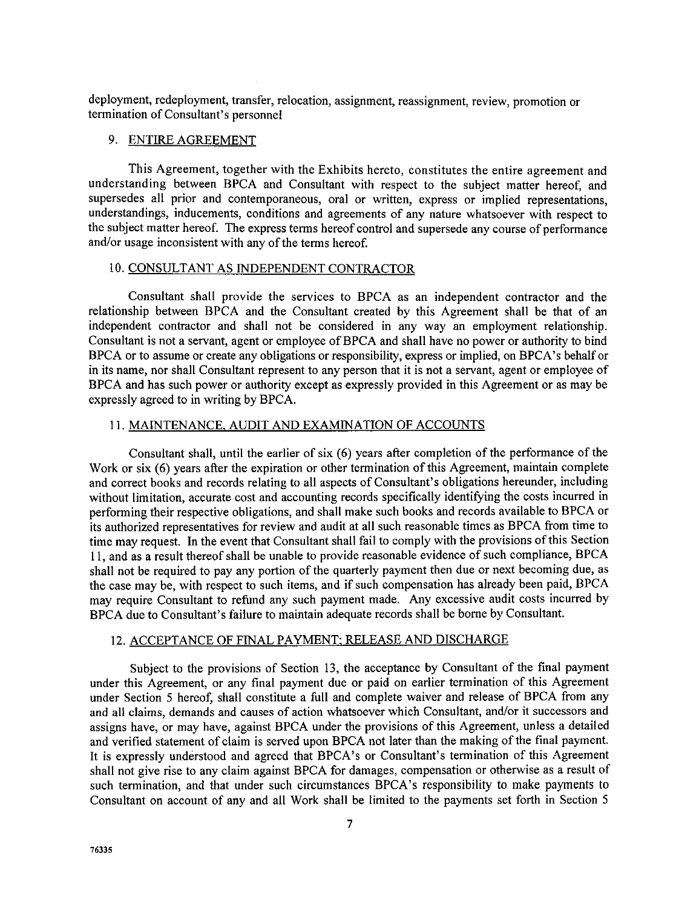deployment, redeployment, transfer, relocation, assignment, reassignment, review, promotion or termination of Consultant's personnel

9. ENTIRE AGREEMENT

This Agreement, together with the Exhibits hereto, constitutes the entire agreement and understanding between BPCA and Consultant with respect to the subject matter hereof, and supersedes all prior and contemporaneous, oral or written, express or implied representations, understandings, inducements, conditions and agreements of any nature whatsoever with respect to the subject matter hereof. The express terms hereof control and supersede any course of performance and/or usage inconsistent with any of the terms hereof.

10. CONSULTANT AS INDEPENDENT CONTRACTOR

Consultant shall provide the services to BPCA as an independent contractor and the relationship between BPCA and the Consultant created by this Agreement shall be that of an independent contractor and shall not be considered in any way an employment relationship. Consultant is not a servant, agent or employee of BPCA and shall have no power or authority to bind BPCA or to assume or create any obligations or responsibility, express or implied, on BPCA's behalf or in its name, nor shall Consultant represent to any person that it is not a servant, agent or employee of BPCA and has such power or authority except as expressly provided in this Agreement or as may be expressly agreed to in writing by BPCA.

11. MAINTENANCE, AUDIT AND EXAMINATION OF ACCOUNTS

Consultant shall, until the earlier of six (6) years after completion of the performance of the Work or six (6) years after the expiration or other termination of this Agreement, maintain complete and correct books and records relating to all aspects of Consultant's obligations hereunder, including without limitation, accurate cost and accounting records specifically identifying the costs incurred in performing their respective obligations, and shall make such books and records available to BPCA or its authorized representatives for review and audit at all such reasonable times as BPCA from time to time may request. In the event that Consultant shall fail to comply with the provisions of this Section 11, and as a result thereof shall be unable to provide reasonable evidence of such compliance, BPCA shall not be required to pay any portion of the quarterly payment then due or next becoming due, as the case may be, with respect to such items, and if such compensation has already been paid, BPCA may require Consultant to refund any such payment made. Any excessive audit costs incurred by BPCA due to Consultant's failure to maintain adequate records shall be borne by Consultant.

12. ACCEPTANCE OF FINAL PAYMENT; RELEASE AND DISCHARGE

Subject to the provisions of Section 13, the acceptance by Consultant of the final payment under this Agreement, or any final payment due or paid on earlier termination of this Agreement under Section 5 hereof, shall constitute a full and complete waiver and release of BPCA from any and all claims, demands and causes of action whatsoever which Consultant, and/or it successors and assigns have, or may have, against BPCA under the provisions of this Agreement, unless a detailed and verified statement of claim is served upon BPCA not later than the making of the final payment. It is expressly understood and agreed that BPCA's or Consultant's termination of this Agreement shall not give rise to any claim against BPCA for damages, compensation or otherwise as a result of such termination, and that under such circumstances BPCA's responsibility to make payments to Consultant on account of any and all Work shall be limited to the payments set forth in Section 5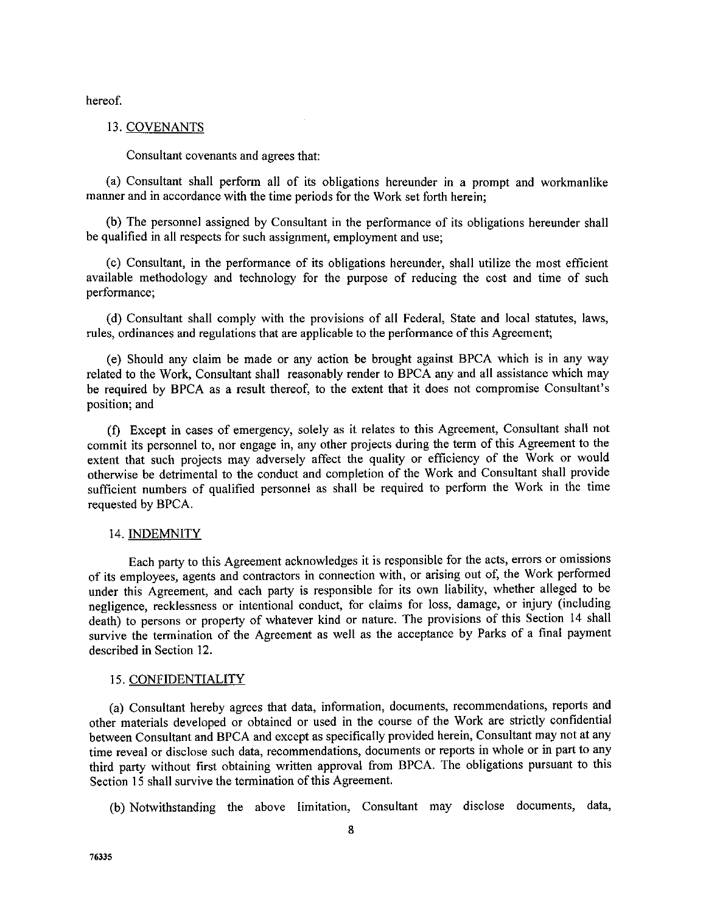hereof.

13. COVENANTS

Consultant covenants and agrees that:

(a) Consultant shall perform all of its obligations hereunder in a prompt and workmanlike manner and in accordance with the time periods for the Work set forth herein;

(b) The personnel assigned by Consultant in the performance of its obligations hereunder shall be qualified in all respects for such assignment, employment and use;

(c) Consultant, in the performance of its obligations hereunder, shall utilize the most efficient available methodology and technology for the purpose of reducing the cost and time of such performance;

(d) Consultant shall comply with the provisions of all Federal, State and local statutes, laws, rules, ordinances and regulations that are applicable to the performance of this Agreement;

(e) Should any claim be made or any action be brought against BPCA which is in any way related to the Work, Consultant shall reasonably render to BPCA any and all assistance which may be required by BPCA as a result thereof, to the extent that it does not compromise Consultant's position; and

(f) Except in cases of emergency, solely as it relates to this Agreement, Consultant shall not commit its personnel to, nor engage in, any other projects during the term of this Agreement to the extent that such projects may adversely affect the quality or efficiency of the Work or would otherwise be detrimental to the conduct and completion of the Work and Consultant shall provide sufficient numbers of qualified personnel as shall be required to perform the Work in the time requested by BPCA.

14. INDEMNITY

Each party to this Agreement acknowledges it is responsible for the acts, errors or omissions of its employees, agents and contractors in connection with, or arising out of, the Work performed under this Agreement, and each party is responsible for its own liability, whether alleged to be negligence, recklessness or intentional conduct, for claims for loss, damage, or injury (including death) to persons or property of whatever kind or nature. The provisions of this Section 14 shall survive the termination of the Agreement as well as the acceptance by Parks of a final payment described in Section 12.

15. CONFIDENTIALITY

(a) Consultant hereby agrees that data, information, documents, recommendations, reports and other materials developed or obtained or used in the course of the Work are strictly confidential between Consultant and BPCA and except as specifically provided herein, Consultant may not at any time reveal or disclose such data, recommendations, documents or reports in whole or in part to any third party without first obtaining written approval from BPCA. The obligations pursuant to this Section 15 shall survive the termination of this Agreement.

(b) Notwithstanding the above limitation, Consultant may disclose documents, data,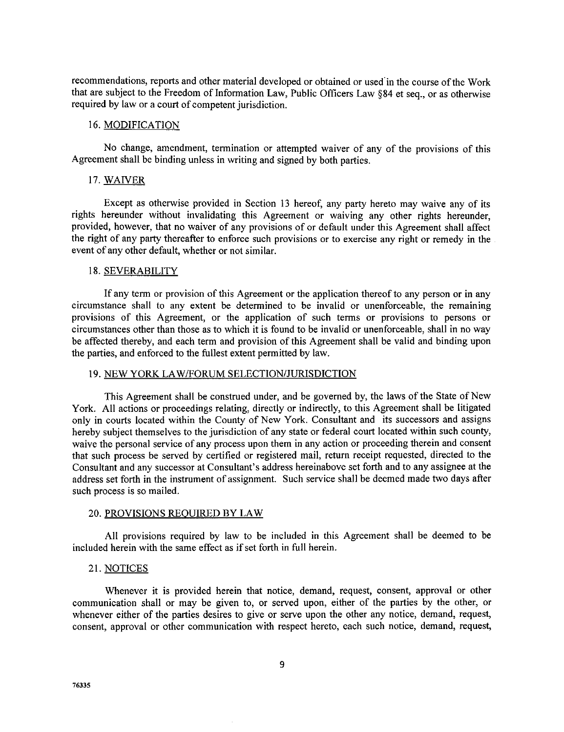recommendations, reports and other material developed or obtained or used in the course of the Work that are subject to the Freedom of Information Law, Public Officers Law §84 et seq., or as otherwise required by law or a court of competent jurisdiction.

16. MODIFICATION

No change, amendment, termination or attempted waiver of any of the provisions of this Agreement shall be binding unless in writing and signed by both parties.

17. WAIVER

Except as otherwise provided in Section 13 hereof, any party hereto may waive any of its rights hereunder without invalidating this Agreement or waiving any other rights hereunder, provided, however, that no waiver of any provisions of or default under this Agreement shall affect the right of any party thereafter to enforce such provisions or to exercise any right or remedy in the event of any other default, whether or not similar.

18. SEVERABILITY

If any term or provision of this Agreement or the application thereof to any person or in any circumstance shall to any extent be determined to be invalid or unenforceable, the remaining provisions of this Agreement, or the application of such terms or provisions to persons or circumstances other than those as to which it is found to be invalid or unenforceable, shall in no way be affected thereby, and each term and provision of this Agreement shall be valid and binding upon the parties, and enforced to the fullest extent permitted by law.

19. NEW YORK LAW/FORUM SELECTION/JURISDICTION

This Agreement shall be construed under, and be governed by, the laws of the State of New York. All actions or proceedings relating, directly or indirectly, to this Agreement shall be litigated only in courts located within the County of New York. Consultant and its successors and assigns hereby subject themselves to the jurisdiction of any state or federal court located within such county, waive the personal service of any process upon them in any action or proceeding therein and consent that such process be served by certified or registered mail, return receipt requested, directed to the Consultant and any successor at Consultant's address hereinabove set forth and to any assignee at the address set forth in the instrument of assignment. Such service shall be deemed made two days after such process is so mailed.

20. PROVISIONS REQUIRED BY LAW

All provisions required by law to be included in this Agreement shall be deemed to be included herein with the same effect as if set forth in full herein.

21. NOTICES

Whenever it is provided herein that notice, demand, request, consent, approval or other communication shall or may be given to, or served upon, either of the parties by the other, or whenever either of the parties desires to give or serve upon the other any notice, demand, request, consent, approval or other communication with respect hereto, each such notice, demand, request,

76335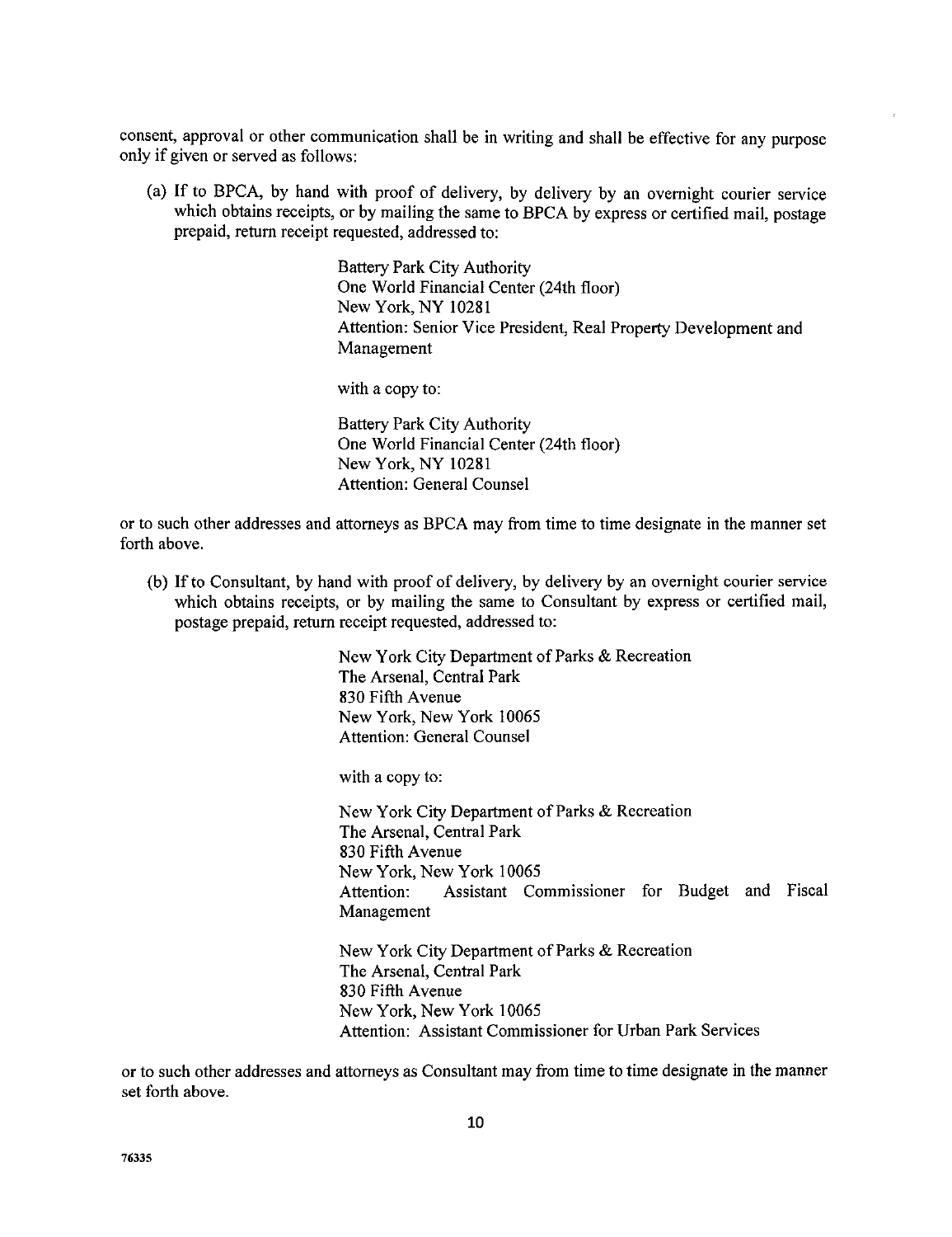consent, approval or other communication shall be in writing and shall be effective for any purpose only if given or served as follows:

(a) If to BPCA, by hand with proof of delivery, by delivery by an overnight courier service which obtains receipts, or by mailing the same to BPCA by express or certified mail, postage prepaid, return receipt requested, addressed to:

> Battery Park City Authority
> One World Financial Center (24th floor)
> New York, NY 10281
> Attention: Senior Vice President, Real Property Development and Management
>
> with a copy to:
>
> Battery Park City Authority
> One World Financial Center (24th floor)
> New York, NY 10281
> Attention: General Counsel

or to such other addresses and attorneys as BPCA may from time to time designate in the manner set forth above.

(b) If to Consultant, by hand with proof of delivery, by delivery by an overnight courier service which obtains receipts, or by mailing the same to Consultant by express or certified mail, postage prepaid, return receipt requested, addressed to:

> New York City Department of Parks & Recreation
> The Arsenal, Central Park
> 830 Fifth Avenue
> New York, New York 10065
> Attention: General Counsel
>
> with a copy to:
>
> New York City Department of Parks & Recreation
> The Arsenal, Central Park
> 830 Fifth Avenue
> New York, New York 10065
> Attention: Assistant Commissioner for Budget and Fiscal Management
>
> New York City Department of Parks & Recreation
> The Arsenal, Central Park
> 830 Fifth Avenue
> New York, New York 10065
> Attention: Assistant Commissioner for Urban Park Services

or to such other addresses and attorneys as Consultant may from time to time designate in the manner set forth above.

76335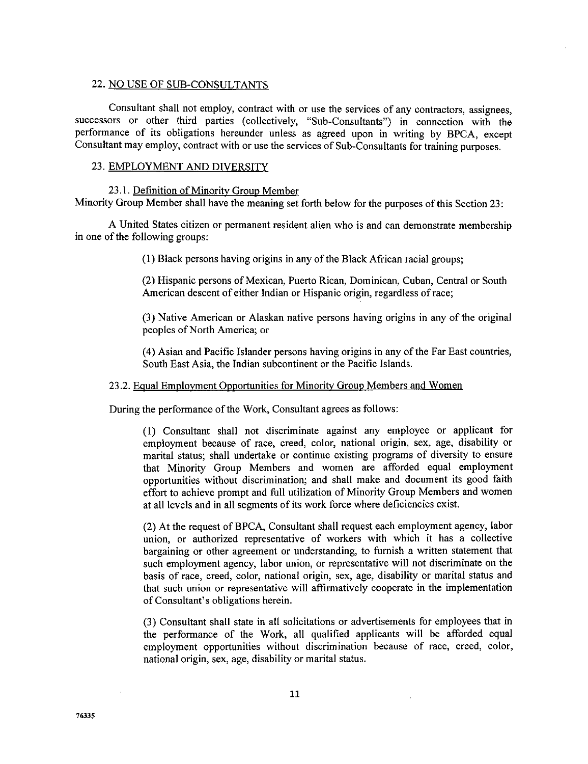## 22. NO USE OF SUB-CONSULTANTS

Consultant shall not employ, contract with or use the services of any contractors, assignees, successors or other third parties (collectively, "Sub-Consultants") in connection with the performance of its obligations hereunder unless as agreed upon in writing by BPCA, except Consultant may employ, contract with or use the services of Sub-Consultants for training purposes.

## 23. EMPLOYMENT AND DIVERSITY

### 23.1. Definition of Minority Group Member

Minority Group Member shall have the meaning set forth below for the purposes of this Section 23:

A United States citizen or permanent resident alien who is and can demonstrate membership in one of the following groups:

> (1) Black persons having origins in any of the Black African racial groups;
>
> (2) Hispanic persons of Mexican, Puerto Rican, Dominican, Cuban, Central or South American descent of either Indian or Hispanic origin, regardless of race;
>
> (3) Native American or Alaskan native persons having origins in any of the original peoples of North America; or
>
> (4) Asian and Pacific Islander persons having origins in any of the Far East countries, South East Asia, the Indian subcontinent or the Pacific Islands.

### 23.2. Equal Employment Opportunities for Minority Group Members and Women

During the performance of the Work, Consultant agrees as follows:

> (1) Consultant shall not discriminate against any employee or applicant for employment because of race, creed, color, national origin, sex, age, disability or marital status; shall undertake or continue existing programs of diversity to ensure that Minority Group Members and women are afforded equal employment opportunities without discrimination; and shall make and document its good faith effort to achieve prompt and full utilization of Minority Group Members and women at all levels and in all segments of its work force where deficiencies exist.
>
> (2) At the request of BPCA, Consultant shall request each employment agency, labor union, or authorized representative of workers with which it has a collective bargaining or other agreement or understanding, to furnish a written statement that such employment agency, labor union, or representative will not discriminate on the basis of race, creed, color, national origin, sex, age, disability or marital status and that such union or representative will affirmatively cooperate in the implementation of Consultant's obligations herein.
>
> (3) Consultant shall state in all solicitations or advertisements for employees that in the performance of the Work, all qualified applicants will be afforded equal employment opportunities without discrimination because of race, creed, color, national origin, sex, age, disability or marital status.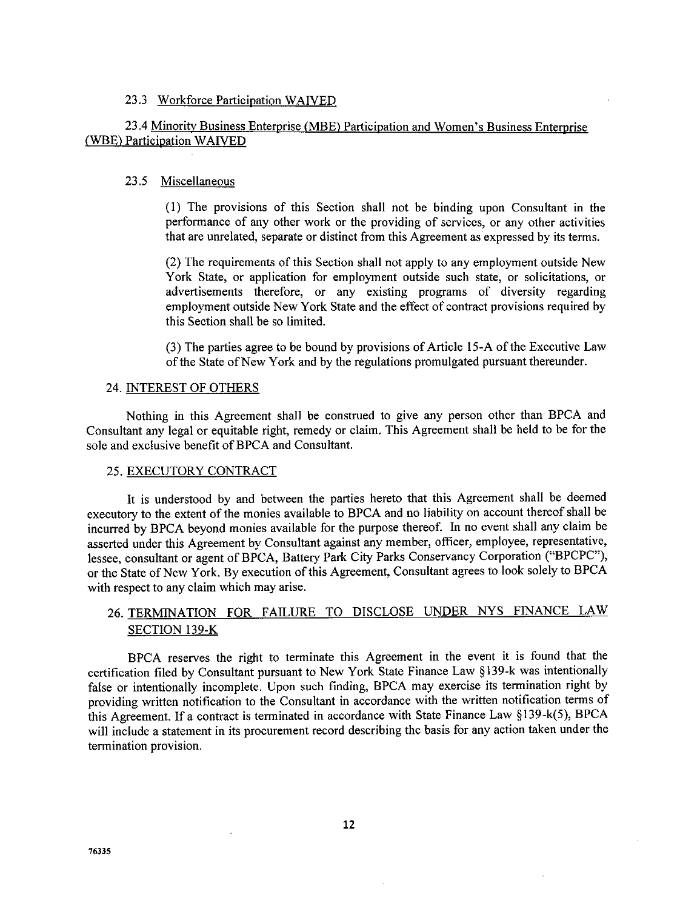### 23.3 Workforce Participation WAIVED

### 23.4 Minority Business Enterprise (MBE) Participation and Women's Business Enterprise (WBE) Participation WAIVED

### 23.5 Miscellaneous

(1) The provisions of this Section shall not be binding upon Consultant in the performance of any other work or the providing of services, or any other activities that are unrelated, separate or distinct from this Agreement as expressed by its terms.

(2) The requirements of this Section shall not apply to any employment outside New York State, or application for employment outside such state, or solicitations, or advertisements therefore, or any existing programs of diversity regarding employment outside New York State and the effect of contract provisions required by this Section shall be so limited.

(3) The parties agree to be bound by provisions of Article 15-A of the Executive Law of the State of New York and by the regulations promulgated pursuant thereunder.

## 24. INTEREST OF OTHERS

Nothing in this Agreement shall be construed to give any person other than BPCA and Consultant any legal or equitable right, remedy or claim. This Agreement shall be held to be for the sole and exclusive benefit of BPCA and Consultant.

## 25. EXECUTORY CONTRACT

It is understood by and between the parties hereto that this Agreement shall be deemed executory to the extent of the monies available to BPCA and no liability on account thereof shall be incurred by BPCA beyond monies available for the purpose thereof. In no event shall any claim be asserted under this Agreement by Consultant against any member, officer, employee, representative, lessee, consultant or agent of BPCA, Battery Park City Parks Conservancy Corporation ("BPCPC"), or the State of New York. By execution of this Agreement, Consultant agrees to look solely to BPCA with respect to any claim which may arise.

## 26. TERMINATION FOR FAILURE TO DISCLOSE UNDER NYS FINANCE LAW SECTION 139-K

BPCA reserves the right to terminate this Agreement in the event it is found that the certification filed by Consultant pursuant to New York State Finance Law §139-k was intentionally false or intentionally incomplete. Upon such finding, BPCA may exercise its termination right by providing written notification to the Consultant in accordance with the written notification terms of this Agreement. If a contract is terminated in accordance with State Finance Law §139-k(5), BPCA will include a statement in its procurement record describing the basis for any action taken under the termination provision.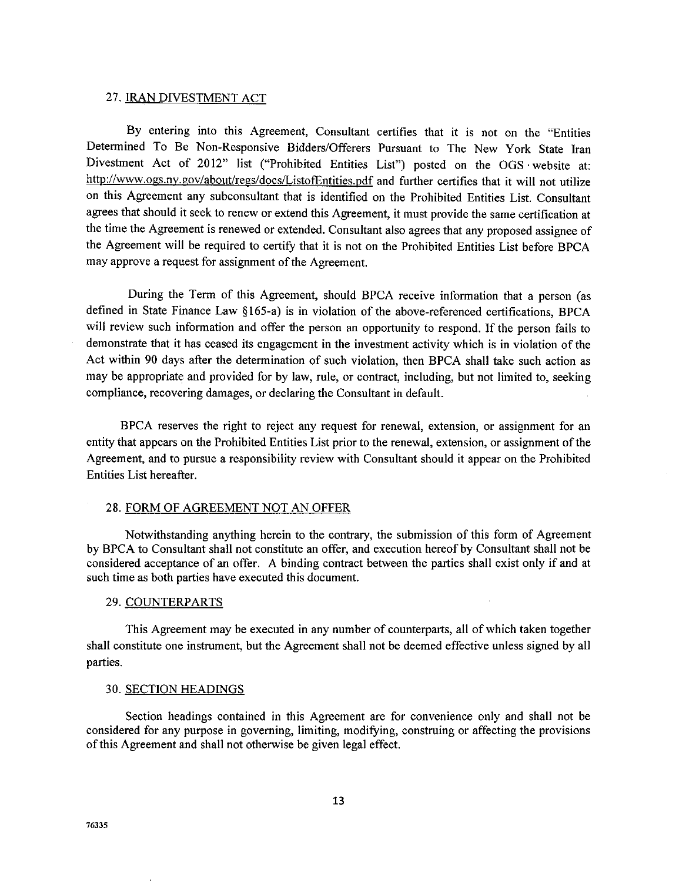## 27. IRAN DIVESTMENT ACT

By entering into this Agreement, Consultant certifies that it is not on the "Entities Determined To Be Non-Responsive Bidders/Offerers Pursuant to The New York State Iran Divestment Act of 2012" list ("Prohibited Entities List") posted on the OGS website at: http://www.ogs.ny.gov/about/regs/docs/ListofEntities.pdf and further certifies that it will not utilize on this Agreement any subconsultant that is identified on the Prohibited Entities List. Consultant agrees that should it seek to renew or extend this Agreement, it must provide the same certification at the time the Agreement is renewed or extended. Consultant also agrees that any proposed assignee of the Agreement will be required to certify that it is not on the Prohibited Entities List before BPCA may approve a request for assignment of the Agreement.

During the Term of this Agreement, should BPCA receive information that a person (as defined in State Finance Law §165-a) is in violation of the above-referenced certifications, BPCA will review such information and offer the person an opportunity to respond. If the person fails to demonstrate that it has ceased its engagement in the investment activity which is in violation of the Act within 90 days after the determination of such violation, then BPCA shall take such action as may be appropriate and provided for by law, rule, or contract, including, but not limited to, seeking compliance, recovering damages, or declaring the Consultant in default.

BPCA reserves the right to reject any request for renewal, extension, or assignment for an entity that appears on the Prohibited Entities List prior to the renewal, extension, or assignment of the Agreement, and to pursue a responsibility review with Consultant should it appear on the Prohibited Entities List hereafter.

## 28. FORM OF AGREEMENT NOT AN OFFER

Notwithstanding anything herein to the contrary, the submission of this form of Agreement by BPCA to Consultant shall not constitute an offer, and execution hereof by Consultant shall not be considered acceptance of an offer. A binding contract between the parties shall exist only if and at such time as both parties have executed this document.

## 29. COUNTERPARTS

This Agreement may be executed in any number of counterparts, all of which taken together shall constitute one instrument, but the Agreement shall not be deemed effective unless signed by all parties.

## 30. SECTION HEADINGS

Section headings contained in this Agreement are for convenience only and shall not be considered for any purpose in governing, limiting, modifying, construing or affecting the provisions of this Agreement and shall not otherwise be given legal effect.

76335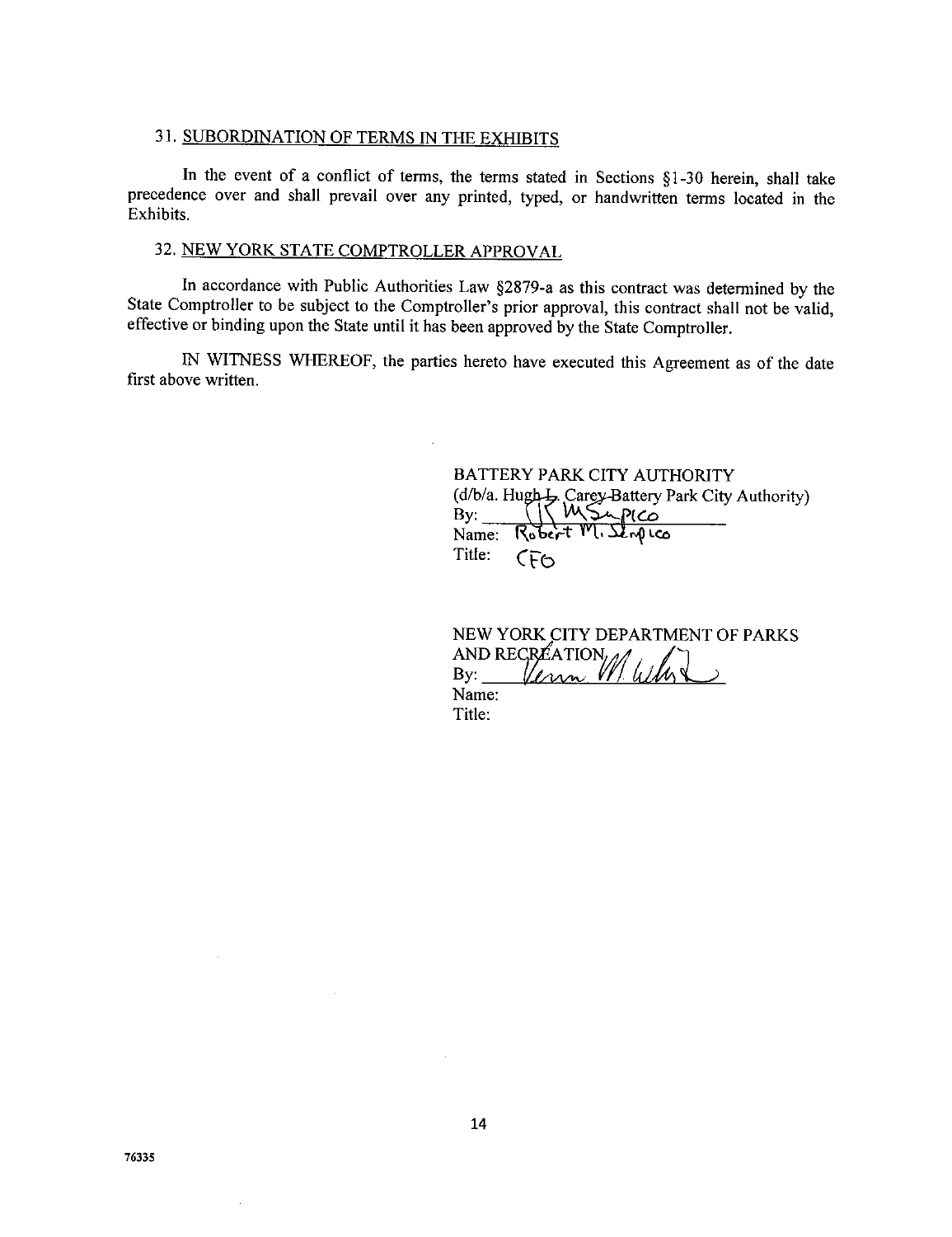31. SUBORDINATION OF TERMS IN THE EXHIBITS

In the event of a conflict of terms, the terms stated in Sections §1-30 herein, shall take precedence over and shall prevail over any printed, typed, or handwritten terms located in the Exhibits.

32. NEW YORK STATE COMPTROLLER APPROVAL

In accordance with Public Authorities Law §2879-a as this contract was determined by the State Comptroller to be subject to the Comptroller's prior approval, this contract shall not be valid, effective or binding upon the State until it has been approved by the State Comptroller.

IN WITNESS WHEREOF, the parties hereto have executed this Agreement as of the date first above written.

BATTERY PARK CITY AUTHORITY
(d/b/a. Hugh L. Carey Battery Park City Authority)
By: R M Serpico
Name: Robert M. Serpico
Title: CFO

NEW YORK CITY DEPARTMENT OF PARKS AND RECREATION
By: Verm M. Wilcox
Name:
Title:

76335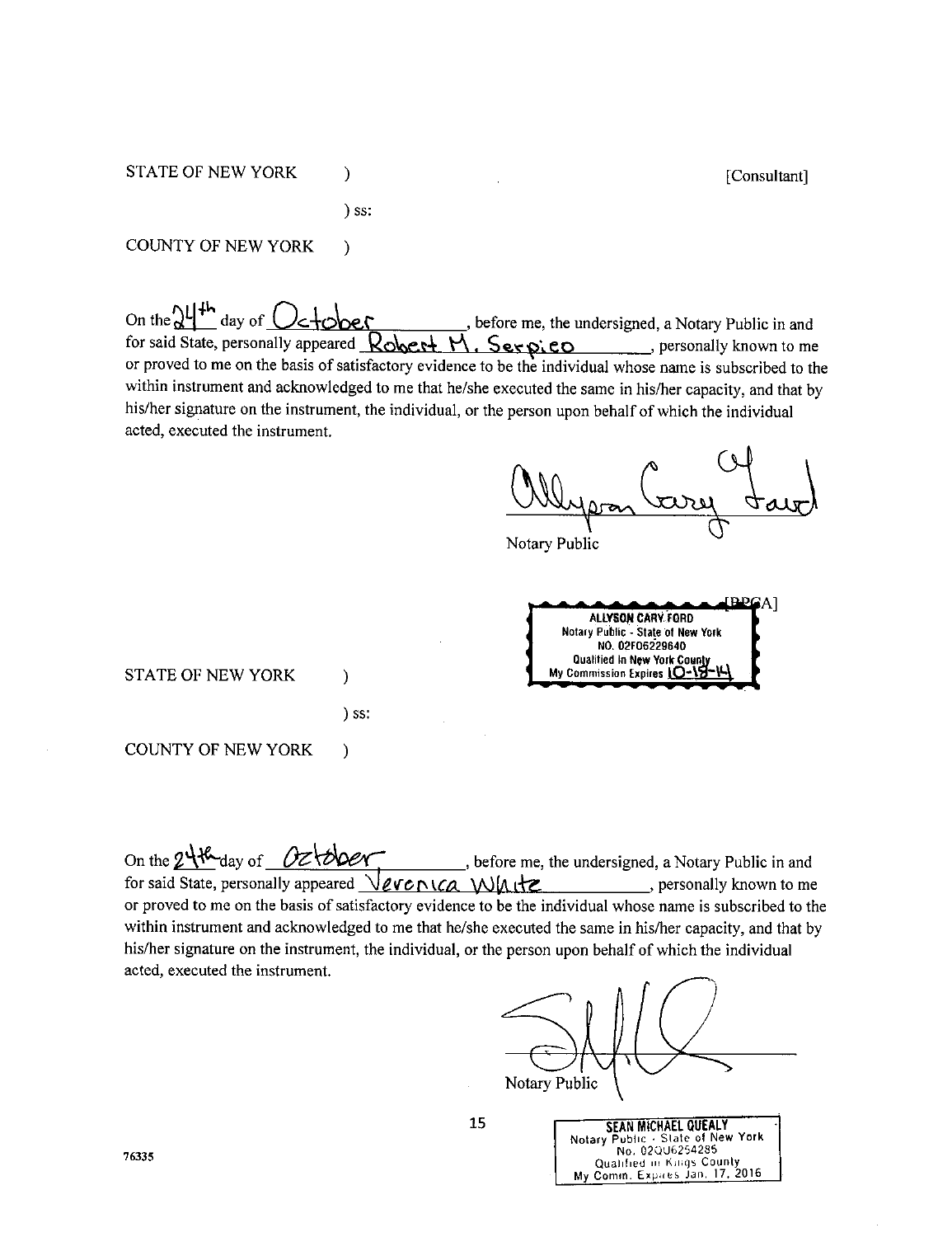STATE OF NEW YORK )

) ss:

COUNTY OF NEW YORK )

[Consultant]

On the 24th day of October, before me, the undersigned, a Notary Public in and for said State, personally appeared Robert M. Serpico, personally known to me or proved to me on the basis of satisfactory evidence to be the individual whose name is subscribed to the within instrument and acknowledged to me that he/she executed the same in his/her capacity, and that by his/her signature on the instrument, the individual, or the person upon behalf of which the individual acted, executed the instrument.

Allyson Cary Ford

Notary Public

ALLYSON CARY FORD
Notary Public - State of New York
NO. 02FO6229640
Qualified in New York County
My Commission Expires 10-18-14

[BPCA]

STATE OF NEW YORK )

) ss:

COUNTY OF NEW YORK )

On the 24th day of October, before me, the undersigned, a Notary Public in and for said State, personally appeared Veronica White, personally known to me or proved to me on the basis of satisfactory evidence to be the individual whose name is subscribed to the within instrument and acknowledged to me that he/she executed the same in his/her capacity, and that by his/her signature on the instrument, the individual, or the person upon behalf of which the individual acted, executed the instrument.

Notary Public

SEAN MICHAEL QUEALY
Notary Public - State of New York
No. 02QU6254285
Qualified in Kings County
My Comm. Expires Jan. 17, 2016

76335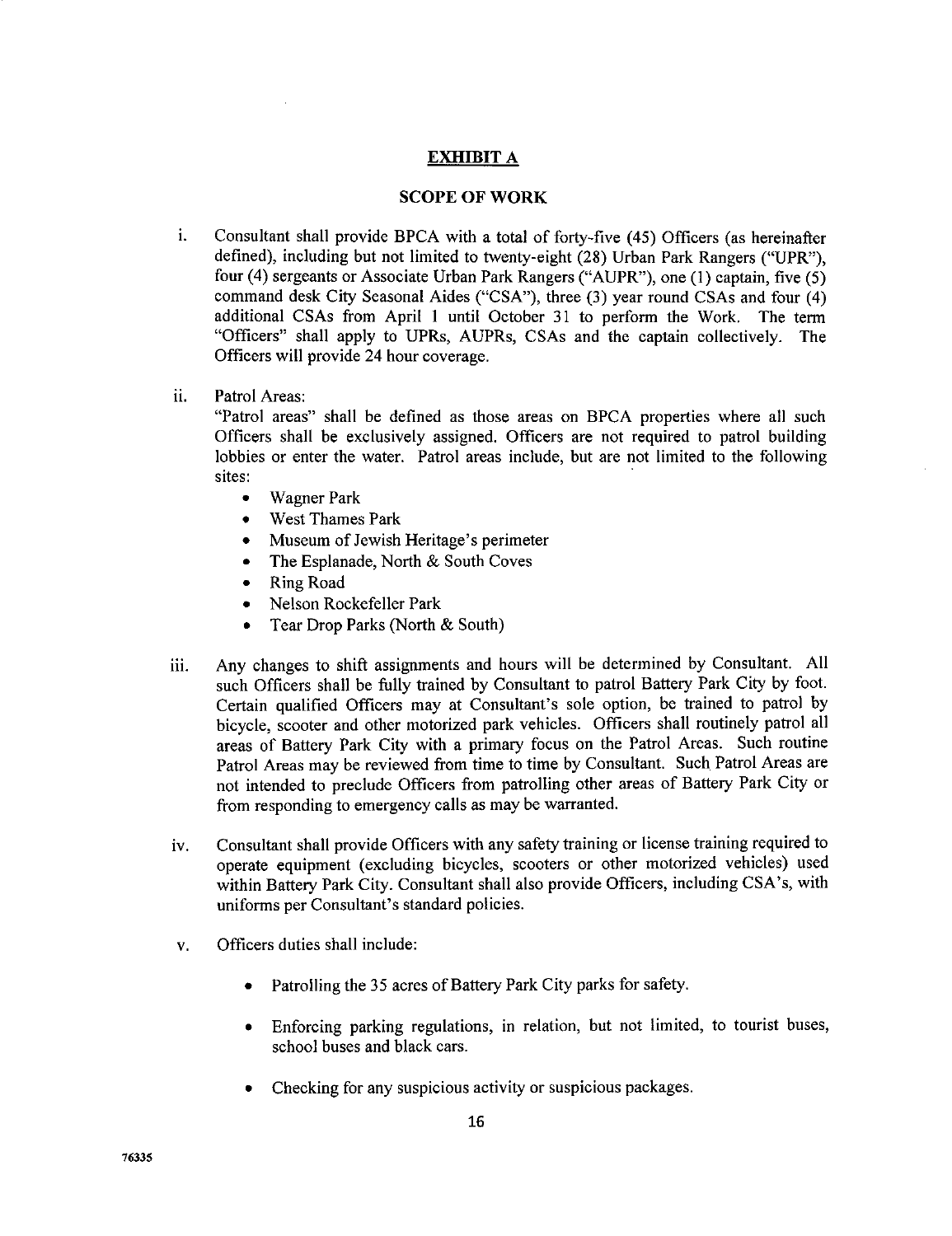# EXHIBIT A

## SCOPE OF WORK

i. Consultant shall provide BPCA with a total of forty-five (45) Officers (as hereinafter defined), including but not limited to twenty-eight (28) Urban Park Rangers ("UPR"), four (4) sergeants or Associate Urban Park Rangers ("AUPR"), one (1) captain, five (5) command desk City Seasonal Aides ("CSA"), three (3) year round CSAs and four (4) additional CSAs from April 1 until October 31 to perform the Work. The term "Officers" shall apply to UPRs, AUPRs, CSAs and the captain collectively. The Officers will provide 24 hour coverage.

ii. Patrol Areas:
"Patrol areas" shall be defined as those areas on BPCA properties where all such Officers shall be exclusively assigned. Officers are not required to patrol building lobbies or enter the water. Patrol areas include, but are not limited to the following sites:
   - Wagner Park
   - West Thames Park
   - Museum of Jewish Heritage's perimeter
   - The Esplanade, North & South Coves
   - Ring Road
   - Nelson Rockefeller Park
   - Tear Drop Parks (North & South)

iii. Any changes to shift assignments and hours will be determined by Consultant. All such Officers shall be fully trained by Consultant to patrol Battery Park City by foot. Certain qualified Officers may at Consultant's sole option, be trained to patrol by bicycle, scooter and other motorized park vehicles. Officers shall routinely patrol all areas of Battery Park City with a primary focus on the Patrol Areas. Such routine Patrol Areas may be reviewed from time to time by Consultant. Such Patrol Areas are not intended to preclude Officers from patrolling other areas of Battery Park City or from responding to emergency calls as may be warranted.

iv. Consultant shall provide Officers with any safety training or license training required to operate equipment (excluding bicycles, scooters or other motorized vehicles) used within Battery Park City. Consultant shall also provide Officers, including CSA's, with uniforms per Consultant's standard policies.

v. Officers duties shall include:

   - Patrolling the 35 acres of Battery Park City parks for safety.

   - Enforcing parking regulations, in relation, but not limited, to tourist buses, school buses and black cars.

   - Checking for any suspicious activity or suspicious packages.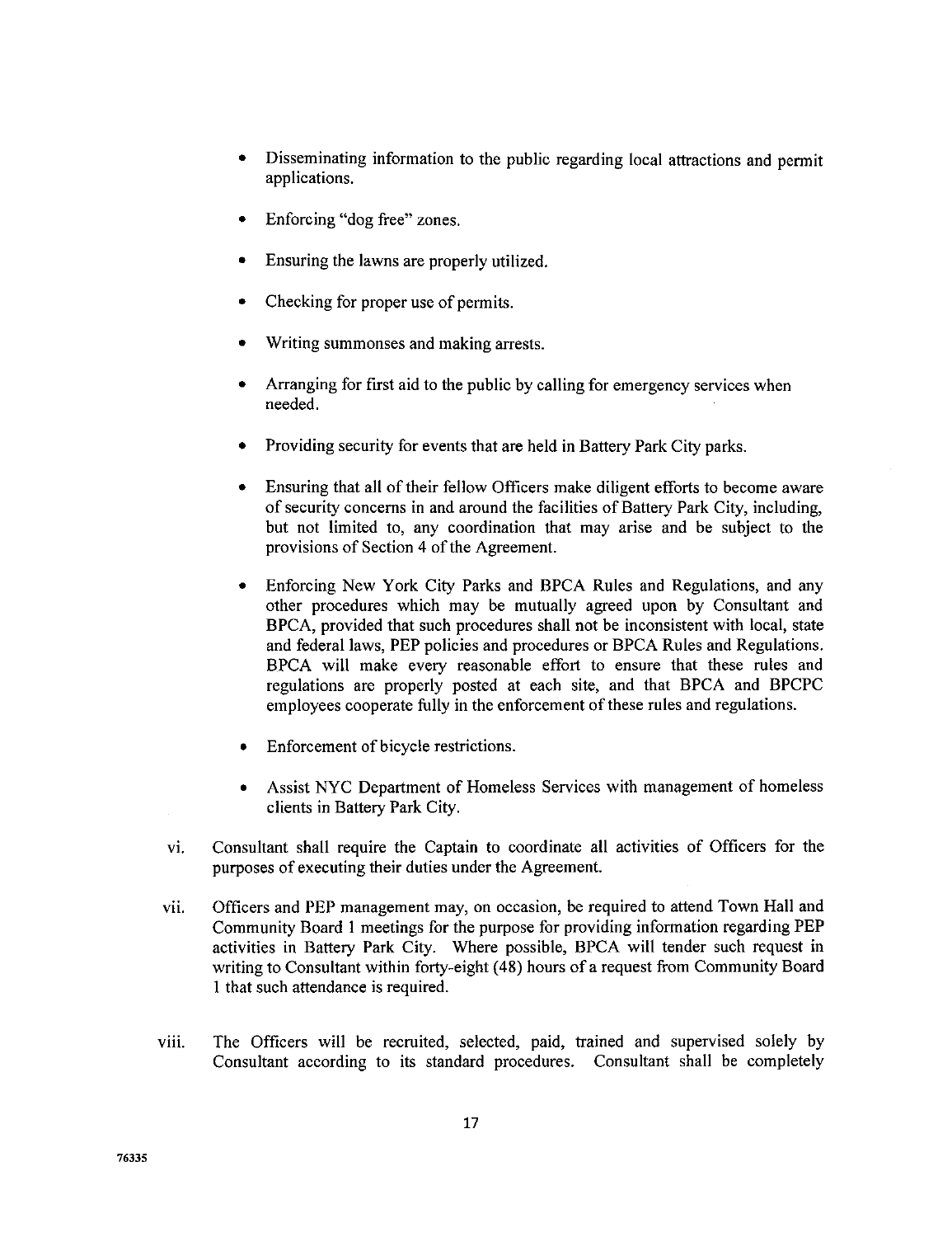- Disseminating information to the public regarding local attractions and permit applications.

- Enforcing "dog free" zones.

- Ensuring the lawns are properly utilized.

- Checking for proper use of permits.

- Writing summonses and making arrests.

- Arranging for first aid to the public by calling for emergency services when needed.

- Providing security for events that are held in Battery Park City parks.

- Ensuring that all of their fellow Officers make diligent efforts to become aware of security concerns in and around the facilities of Battery Park City, including, but not limited to, any coordination that may arise and be subject to the provisions of Section 4 of the Agreement.

- Enforcing New York City Parks and BPCA Rules and Regulations, and any other procedures which may be mutually agreed upon by Consultant and BPCA, provided that such procedures shall not be inconsistent with local, state and federal laws, PEP policies and procedures or BPCA Rules and Regulations. BPCA will make every reasonable effort to ensure that these rules and regulations are properly posted at each site, and that BPCA and BPCPC employees cooperate fully in the enforcement of these rules and regulations.

- Enforcement of bicycle restrictions.

- Assist NYC Department of Homeless Services with management of homeless clients in Battery Park City.

vi. Consultant shall require the Captain to coordinate all activities of Officers for the purposes of executing their duties under the Agreement.

vii. Officers and PEP management may, on occasion, be required to attend Town Hall and Community Board 1 meetings for the purpose for providing information regarding PEP activities in Battery Park City. Where possible, BPCA will tender such request in writing to Consultant within forty-eight (48) hours of a request from Community Board 1 that such attendance is required.

viii. The Officers will be recruited, selected, paid, trained and supervised solely by Consultant according to its standard procedures. Consultant shall be completely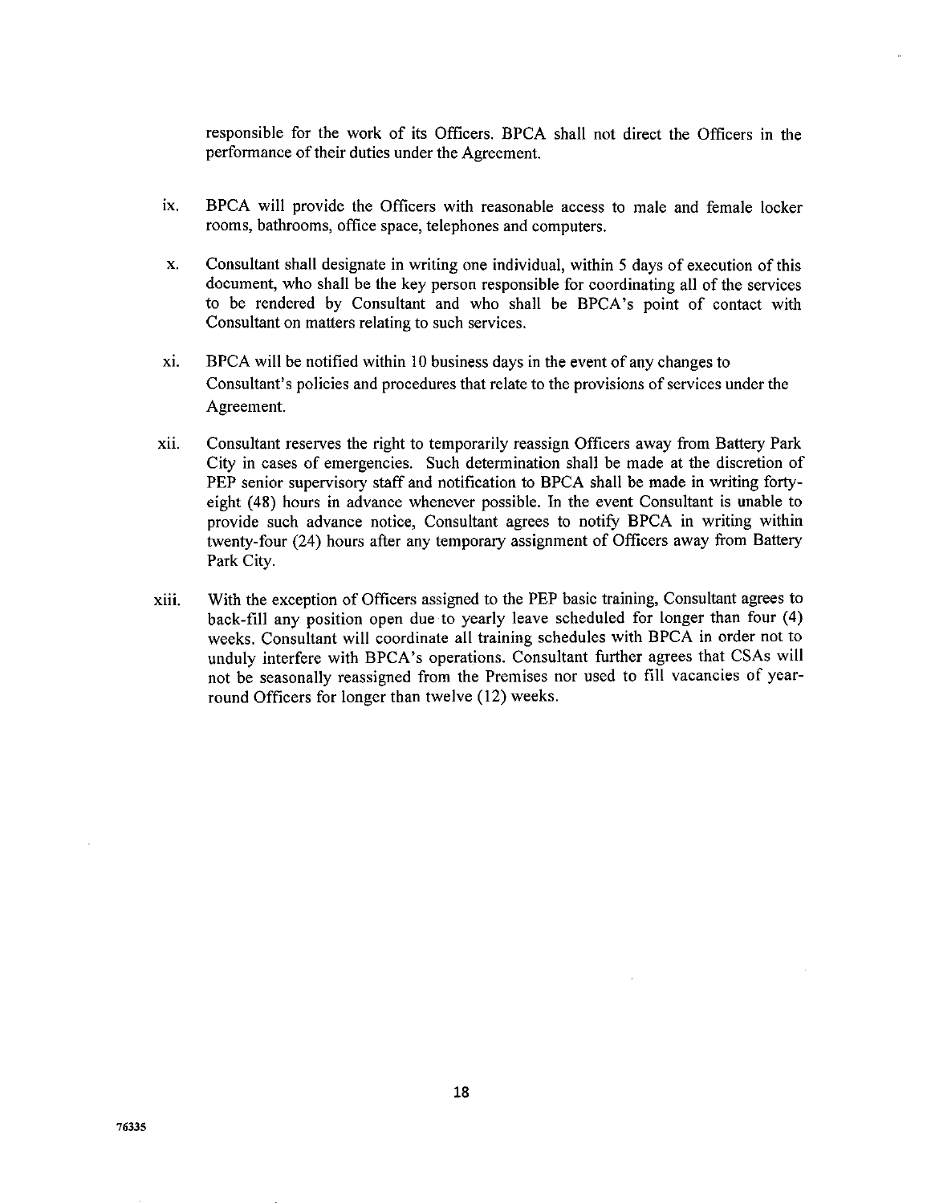responsible for the work of its Officers. BPCA shall not direct the Officers in the performance of their duties under the Agreement.

ix. BPCA will provide the Officers with reasonable access to male and female locker rooms, bathrooms, office space, telephones and computers.

x. Consultant shall designate in writing one individual, within 5 days of execution of this document, who shall be the key person responsible for coordinating all of the services to be rendered by Consultant and who shall be BPCA's point of contact with Consultant on matters relating to such services.

xi. BPCA will be notified within 10 business days in the event of any changes to Consultant's policies and procedures that relate to the provisions of services under the Agreement.

xii. Consultant reserves the right to temporarily reassign Officers away from Battery Park City in cases of emergencies. Such determination shall be made at the discretion of PEP senior supervisory staff and notification to BPCA shall be made in writing forty-eight (48) hours in advance whenever possible. In the event Consultant is unable to provide such advance notice, Consultant agrees to notify BPCA in writing within twenty-four (24) hours after any temporary assignment of Officers away from Battery Park City.

xiii. With the exception of Officers assigned to the PEP basic training, Consultant agrees to back-fill any position open due to yearly leave scheduled for longer than four (4) weeks. Consultant will coordinate all training schedules with BPCA in order not to unduly interfere with BPCA's operations. Consultant further agrees that CSAs will not be seasonally reassigned from the Premises nor used to fill vacancies of year-round Officers for longer than twelve (12) weeks.

76335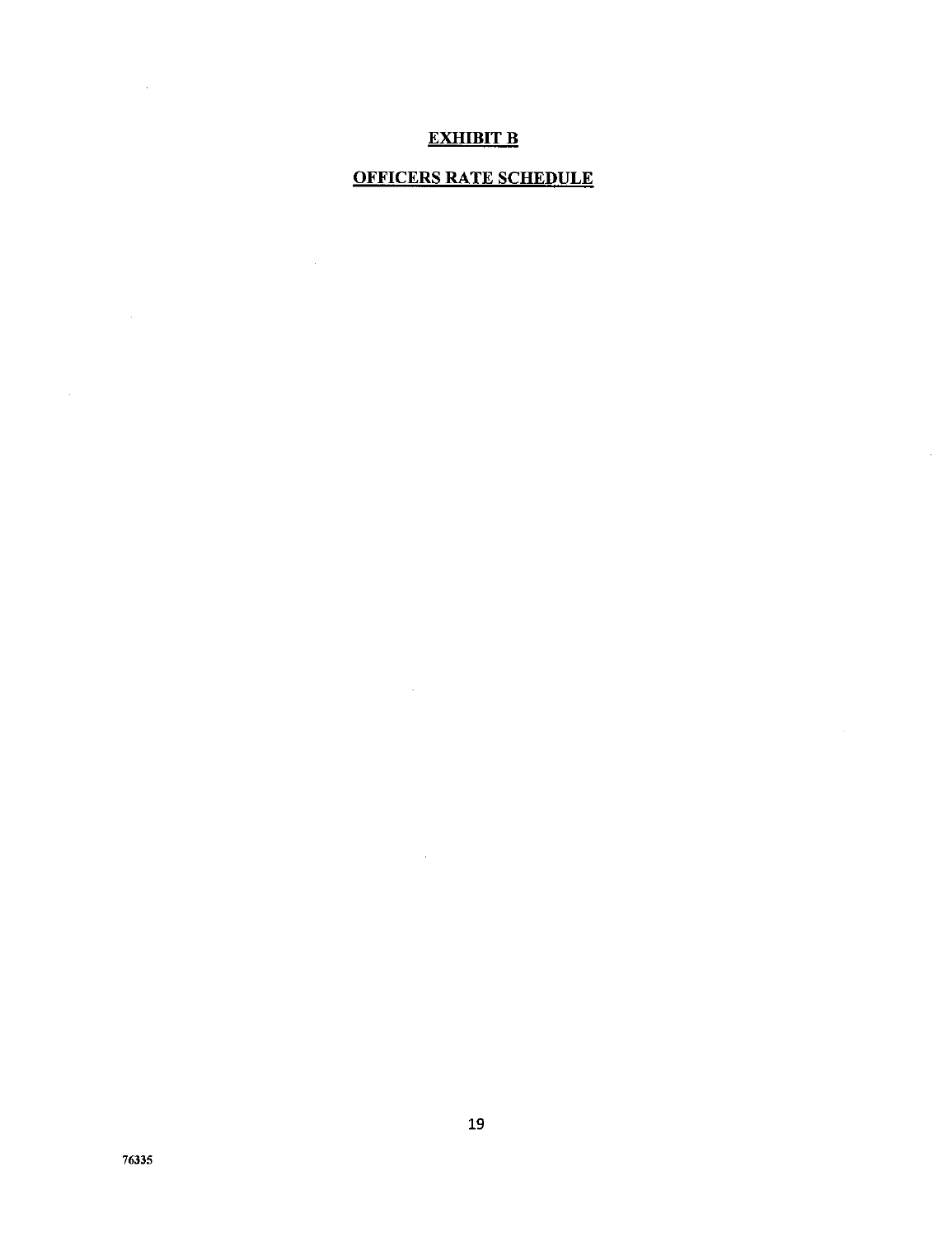# EXHIBIT B

## OFFICERS RATE SCHEDULE

76335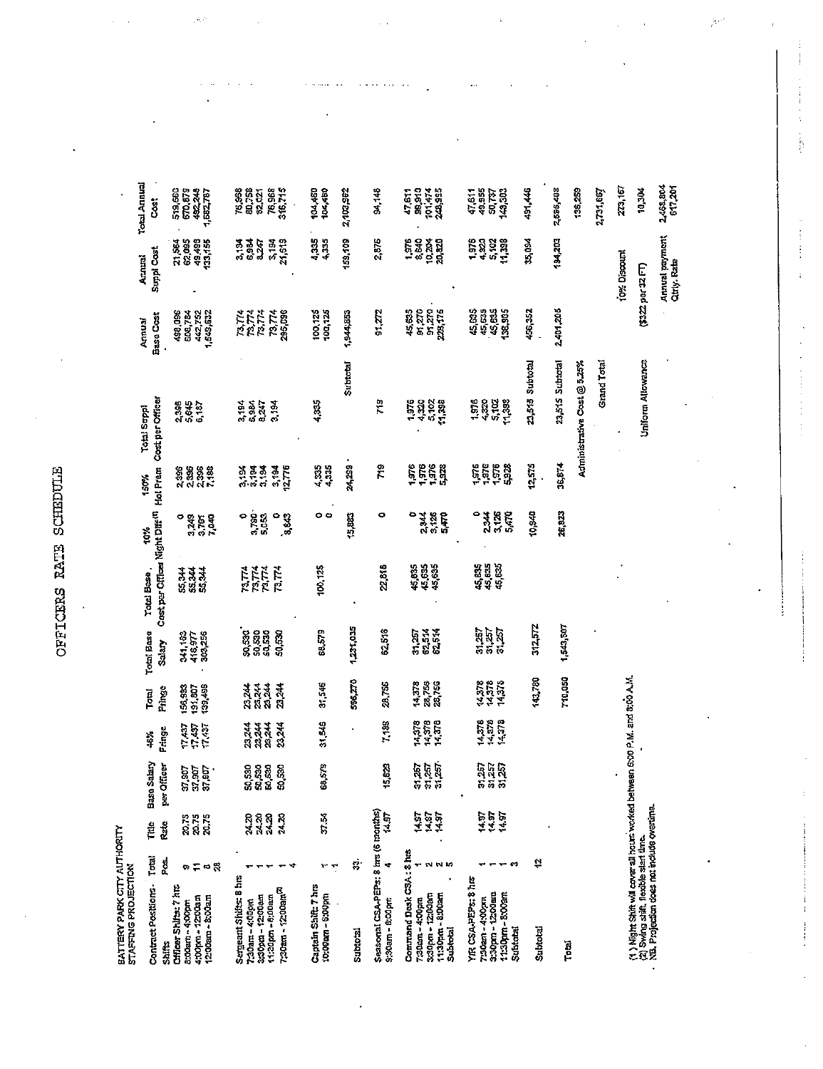# OFFICERS RATE SCHEDULE

BATTERY PARK CITY AUTHORITY
STAFFING PROJECTION

| Contract Positions- Shifts | Total Pos. | Title Rate | Base Salary per Officer | 46% Fringe | Total Fringe | Total Base Salary | Total Base Cost per Officer | 10% Night Diff(1) | 150% Hol Prem | Total Suppl Cost per Officer | | Annual Base Cost | Annual Suppl Cost | Total Annual Cost |
|---|---|---|---|---|---|---|---|---|---|---|---|---|---|---|
| Officer Shifts: 7 hrs | | | | | | | | | | | | | | |
| 8:00am - 4:00pm | 9 | 20.75 | 37,907 | 17,437 | 156,933 | 341,163 | 55,344 | 0 | 2,396 | 2,396 | | 498,096 | 21,564 | 519,660 |
| 4:00pm - 12:00am | 11 | 20.75 | 37,907 | 17,437 | 191,807 | 416,977 | 55,344 | 3,249 | 2,396 | 5,645 | | 608,784 | 62,095 | 670,879 |
| 12:00am - 8:00am | 8 | 20.75 | 37,907 | 17,437 | 139,496 | 303,256 | 55,344 | 3,791 | 2,396 | 6,187 | | 442,752 | 49,496 | 492,248 |
| | 28 | | | | | | | 7,040 | 7,188 | | | 1,549,632 | 133,155 | 1,682,787 |
| Sergeant Shifts: 8 hrs | | | | | | | | | | | | | | |
| 7:30am - 4:00pm | 1 | 24.20 | 50,530 | 23,244 | 23,244 | 50,530 | 73,774 | 0 | 3,194 | 3,194 | | 73,774 | 3,194 | 76,968 |
| 3:30pm - 12:00am | 1 | 24.20 | 50,530 | 23,244 | 23,244 | 50,530 | 73,774 | 3,790 | 3,194 | 6,984 | | 73,774 | 6,984 | 80,758 |
| 11:30pm - 8:00am | 1 | 24.20 | 50,530 | 23,244 | 23,244 | 50,530 | 73,774 | 5,053 | 3,194 | 8,247 | | 73,774 | 8,247 | 82,021 |
| 7:30am - 12:00am(2) | 1 | 24.20 | 50,530 | 23,244 | 23,244 | 50,530 | 73,774 | 0 | 3,194 | 3,194 | | 73,774 | 3,194 | 76,968 |
| | 4 | | | | | | | 8,843 | 12,776 | | | 295,096 | 21,619 | 316,715 |
| Captain Shift: 7 hrs | | | | | | | | | | | | | | |
| 10:00am - 6:00pm | 1 | 37.54 | 68,579 | 31,546 | 31,546 | 68,579 | 100,125 | 0 | 4,335 | 4,335 | | 100,125 | 4,335 | 104,460 |
| | 1 | | | | | | | 0 | 4,335 | | | 100,125 | 4,335 | 104,460 |
| Subtotal | 33 | | | | 596,270 | 1,231,035 | | 15,883 | 24,299 | | Subtotal | 1,944,853 | 159,109 | 2,103,962 |
| Seasonal CSA-PEPs: 8 hrs (6 months) | | | | | | | | | | | | | | |
| 9:30am - 6:00pm | 4 | 14.97 | 15,629 | 7,189 | 28,756 | 62,516 | 22,818 | 0 | 719 | 719 | | 91,272 | 2,876 | 94,148 |
| Command Desk CSA: 8 hrs | | | | | | | | | | | | | | |
| 7:30am - 4:00pm | 1 | 14.97 | 31,257 | 14,378 | 14,378 | 31,257 | 45,635 | 0 | 1,976 | 1,976 | | 45,635 | 1,976 | 47,611 |
| 3:30pm - 12:00am | 2 | 14.97 | 31,257 | 14,378 | 28,756 | 62,514 | 45,635 | 2,344 | 1,976 | 4,320 | | 91,270 | 8,640 | 99,910 |
| 11:30pm - 8:00am | 2 | 14.97 | 31,257 | 14,378 | 28,756 | 62,514 | 45,635 | 3,126 | 1,976 | 5,102 | | 91,270 | 10,204 | 101,474 |
| Subtotal | 5 | | | | | | | 5,470 | 5,928 | 11,398 | | 228,175 | 20,820 | 248,995 |
| Y/R CSA-PEPs: 8 hrs | | | | | | | | | | | | | | |
| 7:30am - 4:00pm | 1 | 14.97 | 31,257 | 14,378 | 14,378 | 31,257 | 45,635 | 0 | 1,976 | 1,976 | | 45,635 | 1,976 | 47,611 |
| 3:30pm - 12:00am | 1 | 14.97 | 31,257 | 14,378 | 14,378 | 31,257 | 45,635 | 2,344 | 1,976 | 4,320 | | 45,635 | 4,320 | 49,955 |
| 11:30pm - 8:00am | 1 | 14.97 | 31,257 | 14,378 | 14,378 | 31,257 | 45,635 | 3,126 | 1,976 | 5,102 | | 45,635 | 5,102 | 50,737 |
| Subtotal | 3 | | | | | | | 5,470 | 5,928 | 11,398 | | 136,905 | 11,398 | 148,303 |
| Subtotal | 12 | | | | 143,780 | 312,572 | | 10,940 | 12,575 | 23,519 | Subtotal | 456,352 | 35,094 | 491,446 |
| Total | | | | | 710,050 | 1,543,607 | | 26,823 | 36,874 | 23,515 | Subtotal | 2,401,205 | 194,203 | 2,595,408 |
| | | | | | | | | Administrative Cost @ 5.25% | | | | | | 136,259 |
| | | | | | | | | | | | Grand Total | | | 2,731,667 |
| | | | | | | | | | | | | | 10% Discount | 273,167 |
| | | | | | | | | | | Uniform Allowance | | ($322 per 32 FT) | | 10,304 |
| | | | | | | | | | | | | | Annual payment | 2,468,804 |
| | | | | | | | | | | | | | Qtrly. Rate | 617,201 |

(1) Night Shift will cover all hours worked between 6:00 P.M. and 8:00 A.M.
(2) Swing shift, flexible start time.
NB. Projection does not include overtime.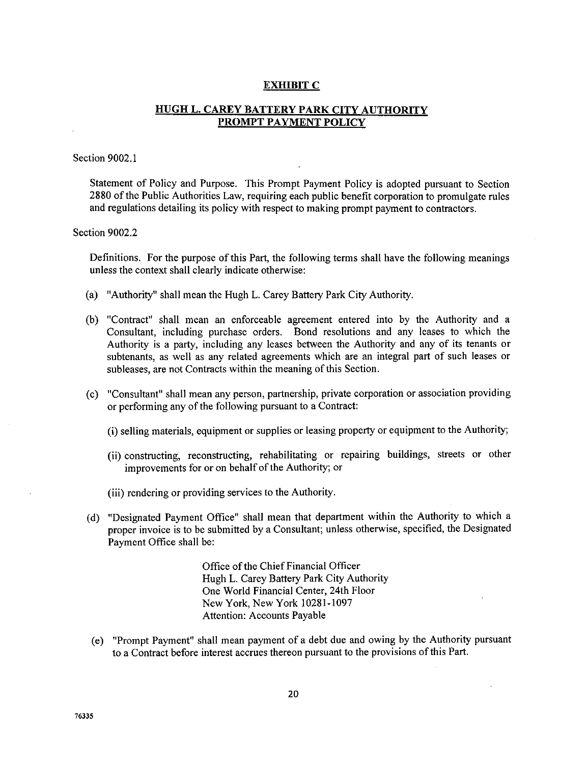## EXHIBIT C

## HUGH L. CAREY BATTERY PARK CITY AUTHORITY PROMPT PAYMENT POLICY

Section 9002.1

Statement of Policy and Purpose. This Prompt Payment Policy is adopted pursuant to Section 2880 of the Public Authorities Law, requiring each public benefit corporation to promulgate rules and regulations detailing its policy with respect to making prompt payment to contractors.

Section 9002.2

Definitions. For the purpose of this Part, the following terms shall have the following meanings unless the context shall clearly indicate otherwise:

(a) "Authority" shall mean the Hugh L. Carey Battery Park City Authority.

(b) "Contract" shall mean an enforceable agreement entered into by the Authority and a Consultant, including purchase orders. Bond resolutions and any leases to which the Authority is a party, including any leases between the Authority and any of its tenants or subtenants, as well as any related agreements which are an integral part of such leases or subleases, are not Contracts within the meaning of this Section.

(c) "Consultant" shall mean any person, partnership, private corporation or association providing or performing any of the following pursuant to a Contract:

(i) selling materials, equipment or supplies or leasing property or equipment to the Authority;

(ii) constructing, reconstructing, rehabilitating or repairing buildings, streets or other improvements for or on behalf of the Authority; or

(iii) rendering or providing services to the Authority.

(d) "Designated Payment Office" shall mean that department within the Authority to which a proper invoice is to be submitted by a Consultant; unless otherwise, specified, the Designated Payment Office shall be:

Office of the Chief Financial Officer
Hugh L. Carey Battery Park City Authority
One World Financial Center, 24th Floor
New York, New York 10281-1097
Attention: Accounts Payable

(e) "Prompt Payment" shall mean payment of a debt due and owing by the Authority pursuant to a Contract before interest accrues thereon pursuant to the provisions of this Part.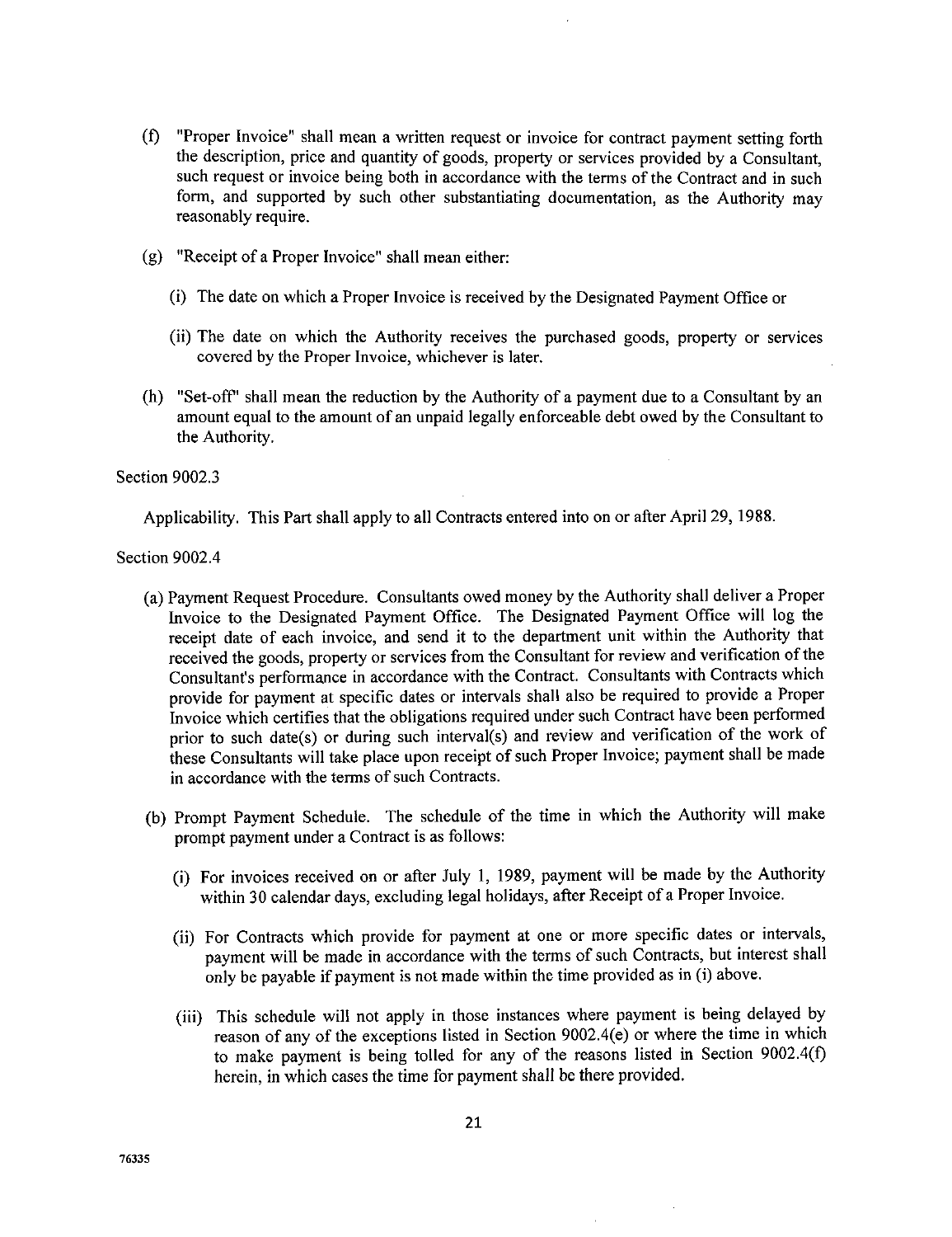(f) "Proper Invoice" shall mean a written request or invoice for contract payment setting forth the description, price and quantity of goods, property or services provided by a Consultant, such request or invoice being both in accordance with the terms of the Contract and in such form, and supported by such other substantiating documentation, as the Authority may reasonably require.

(g) "Receipt of a Proper Invoice" shall mean either:

(i) The date on which a Proper Invoice is received by the Designated Payment Office or

(ii) The date on which the Authority receives the purchased goods, property or services covered by the Proper Invoice, whichever is later.

(h) "Set-off" shall mean the reduction by the Authority of a payment due to a Consultant by an amount equal to the amount of an unpaid legally enforceable debt owed by the Consultant to the Authority.

Section 9002.3

Applicability. This Part shall apply to all Contracts entered into on or after April 29, 1988.

Section 9002.4

(a) Payment Request Procedure. Consultants owed money by the Authority shall deliver a Proper Invoice to the Designated Payment Office. The Designated Payment Office will log the receipt date of each invoice, and send it to the department unit within the Authority that received the goods, property or services from the Consultant for review and verification of the Consultant's performance in accordance with the Contract. Consultants with Contracts which provide for payment at specific dates or intervals shall also be required to provide a Proper Invoice which certifies that the obligations required under such Contract have been performed prior to such date(s) or during such interval(s) and review and verification of the work of these Consultants will take place upon receipt of such Proper Invoice; payment shall be made in accordance with the terms of such Contracts.

(b) Prompt Payment Schedule. The schedule of the time in which the Authority will make prompt payment under a Contract is as follows:

(i) For invoices received on or after July 1, 1989, payment will be made by the Authority within 30 calendar days, excluding legal holidays, after Receipt of a Proper Invoice.

(ii) For Contracts which provide for payment at one or more specific dates or intervals, payment will be made in accordance with the terms of such Contracts, but interest shall only be payable if payment is not made within the time provided as in (i) above.

(iii) This schedule will not apply in those instances where payment is being delayed by reason of any of the exceptions listed in Section 9002.4(e) or where the time in which to make payment is being tolled for any of the reasons listed in Section 9002.4(f) herein, in which cases the time for payment shall be there provided.

76335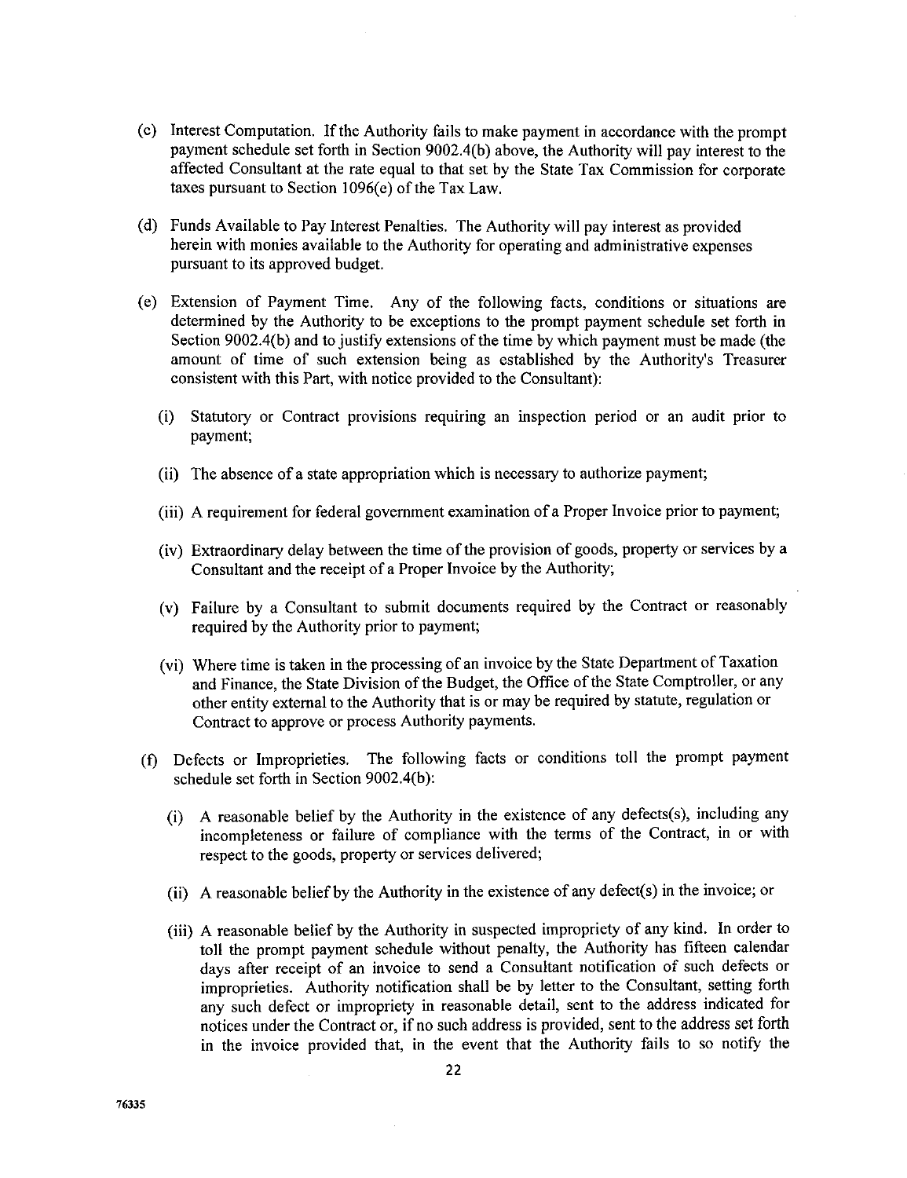(c) Interest Computation. If the Authority fails to make payment in accordance with the prompt payment schedule set forth in Section 9002.4(b) above, the Authority will pay interest to the affected Consultant at the rate equal to that set by the State Tax Commission for corporate taxes pursuant to Section 1096(e) of the Tax Law.

(d) Funds Available to Pay Interest Penalties. The Authority will pay interest as provided herein with monies available to the Authority for operating and administrative expenses pursuant to its approved budget.

(e) Extension of Payment Time. Any of the following facts, conditions or situations are determined by the Authority to be exceptions to the prompt payment schedule set forth in Section 9002.4(b) and to justify extensions of the time by which payment must be made (the amount of time of such extension being as established by the Authority's Treasurer consistent with this Part, with notice provided to the Consultant):

   (i) Statutory or Contract provisions requiring an inspection period or an audit prior to payment;

   (ii) The absence of a state appropriation which is necessary to authorize payment;

   (iii) A requirement for federal government examination of a Proper Invoice prior to payment;

   (iv) Extraordinary delay between the time of the provision of goods, property or services by a Consultant and the receipt of a Proper Invoice by the Authority;

   (v) Failure by a Consultant to submit documents required by the Contract or reasonably required by the Authority prior to payment;

   (vi) Where time is taken in the processing of an invoice by the State Department of Taxation and Finance, the State Division of the Budget, the Office of the State Comptroller, or any other entity external to the Authority that is or may be required by statute, regulation or Contract to approve or process Authority payments.

(f) Defects or Improprieties. The following facts or conditions toll the prompt payment schedule set forth in Section 9002.4(b):

   (i) A reasonable belief by the Authority in the existence of any defects(s), including any incompleteness or failure of compliance with the terms of the Contract, in or with respect to the goods, property or services delivered;

   (ii) A reasonable belief by the Authority in the existence of any defect(s) in the invoice; or

   (iii) A reasonable belief by the Authority in suspected impropriety of any kind. In order to toll the prompt payment schedule without penalty, the Authority has fifteen calendar days after receipt of an invoice to send a Consultant notification of such defects or improprieties. Authority notification shall be by letter to the Consultant, setting forth any such defect or impropriety in reasonable detail, sent to the address indicated for notices under the Contract or, if no such address is provided, sent to the address set forth in the invoice provided that, in the event that the Authority fails to so notify the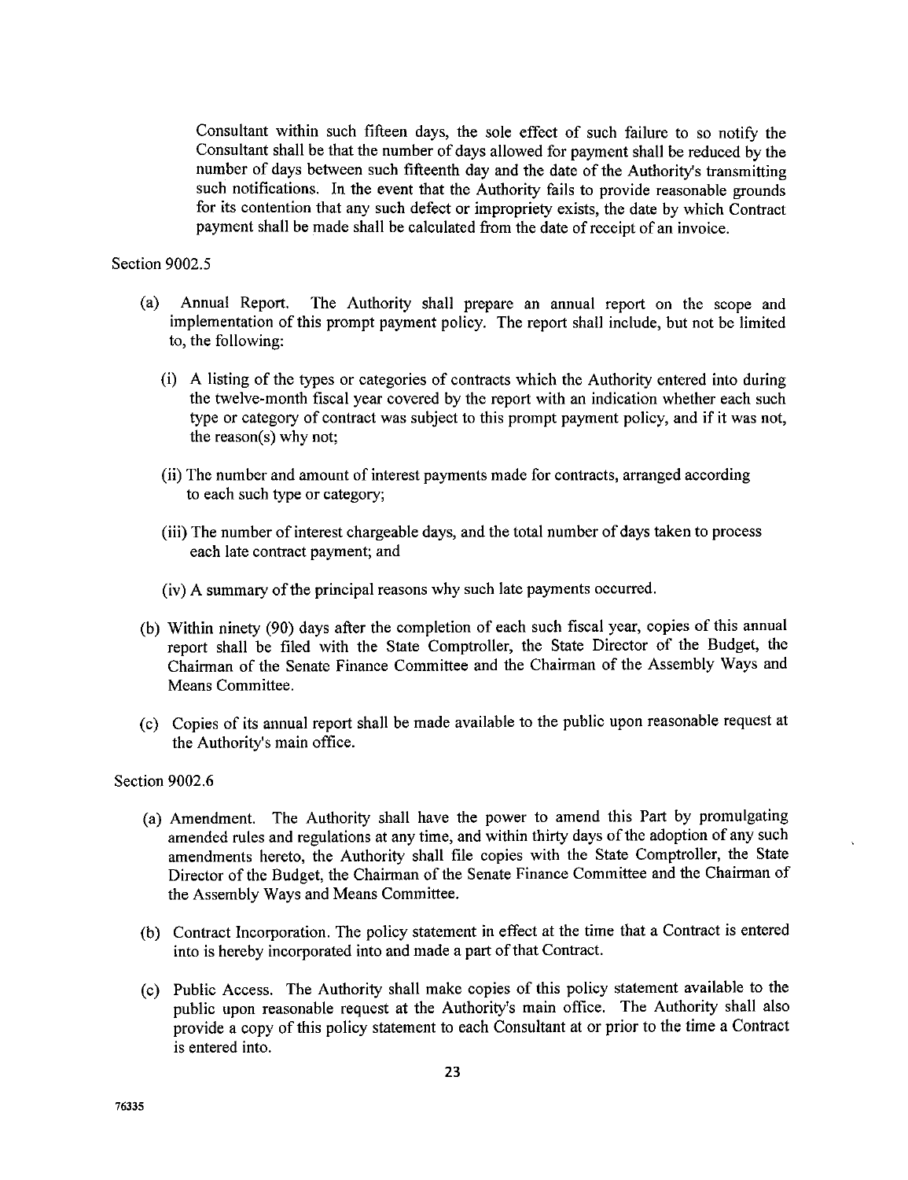Consultant within such fifteen days, the sole effect of such failure to so notify the Consultant shall be that the number of days allowed for payment shall be reduced by the number of days between such fifteenth day and the date of the Authority's transmitting such notifications. In the event that the Authority fails to provide reasonable grounds for its contention that any such defect or impropriety exists, the date by which Contract payment shall be made shall be calculated from the date of receipt of an invoice.

Section 9002.5

(a) Annual Report. The Authority shall prepare an annual report on the scope and implementation of this prompt payment policy. The report shall include, but not be limited to, the following:

(i) A listing of the types or categories of contracts which the Authority entered into during the twelve-month fiscal year covered by the report with an indication whether each such type or category of contract was subject to this prompt payment policy, and if it was not, the reason(s) why not;

(ii) The number and amount of interest payments made for contracts, arranged according to each such type or category;

(iii) The number of interest chargeable days, and the total number of days taken to process each late contract payment; and

(iv) A summary of the principal reasons why such late payments occurred.

(b) Within ninety (90) days after the completion of each such fiscal year, copies of this annual report shall be filed with the State Comptroller, the State Director of the Budget, the Chairman of the Senate Finance Committee and the Chairman of the Assembly Ways and Means Committee.

(c) Copies of its annual report shall be made available to the public upon reasonable request at the Authority's main office.

Section 9002.6

(a) Amendment. The Authority shall have the power to amend this Part by promulgating amended rules and regulations at any time, and within thirty days of the adoption of any such amendments hereto, the Authority shall file copies with the State Comptroller, the State Director of the Budget, the Chairman of the Senate Finance Committee and the Chairman of the Assembly Ways and Means Committee.

(b) Contract Incorporation. The policy statement in effect at the time that a Contract is entered into is hereby incorporated into and made a part of that Contract.

(c) Public Access. The Authority shall make copies of this policy statement available to the public upon reasonable request at the Authority's main office. The Authority shall also provide a copy of this policy statement to each Consultant at or prior to the time a Contract is entered into.

76335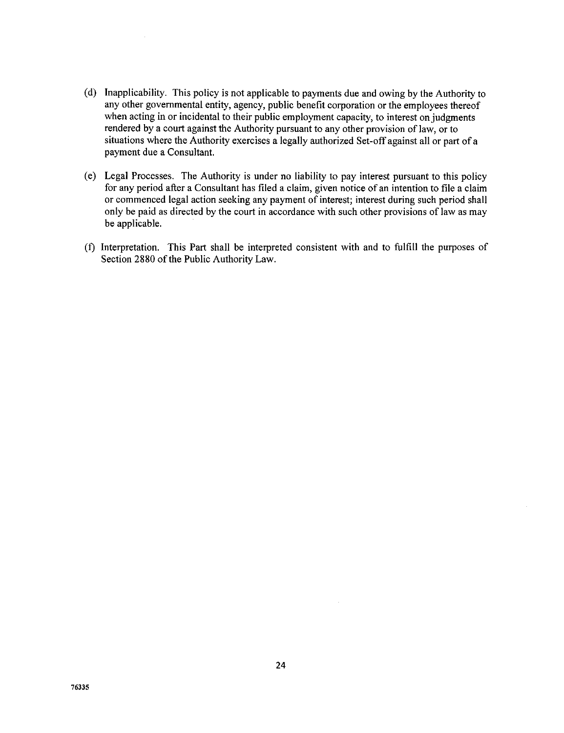(d) Inapplicability. This policy is not applicable to payments due and owing by the Authority to any other governmental entity, agency, public benefit corporation or the employees thereof when acting in or incidental to their public employment capacity, to interest on judgments rendered by a court against the Authority pursuant to any other provision of law, or to situations where the Authority exercises a legally authorized Set-off against all or part of a payment due a Consultant.

(e) Legal Processes. The Authority is under no liability to pay interest pursuant to this policy for any period after a Consultant has filed a claim, given notice of an intention to file a claim or commenced legal action seeking any payment of interest; interest during such period shall only be paid as directed by the court in accordance with such other provisions of law as may be applicable.

(f) Interpretation. This Part shall be interpreted consistent with and to fulfill the purposes of Section 2880 of the Public Authority Law.

76335